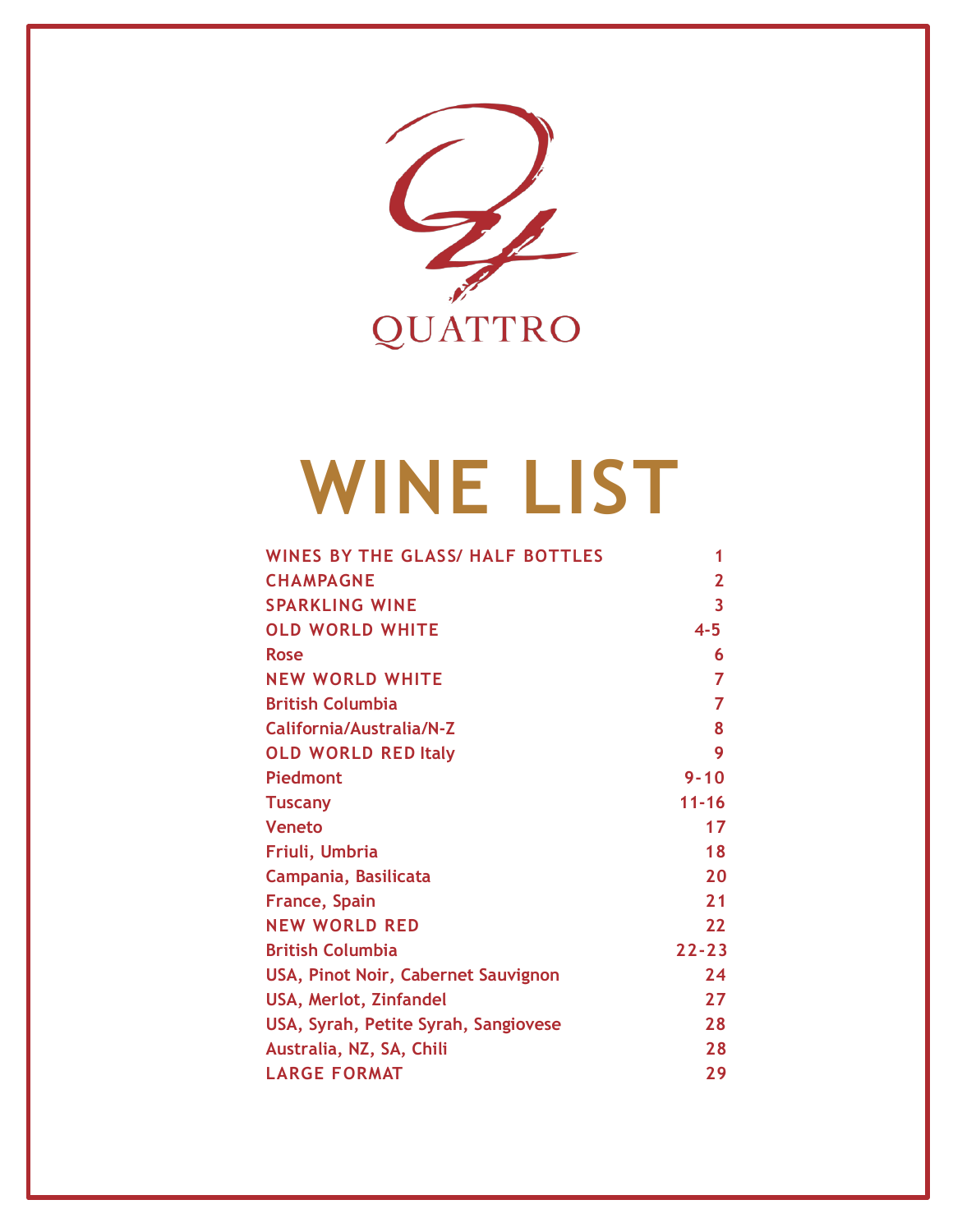QUATTRO

# WINE LIST

| | |
|---|---|
| WINES BY THE GLASS/ HALF BOTTLES | 1 |
| CHAMPAGNE | 2 |
| SPARKLING WINE | 3 |
| OLD WORLD WHITE | 4-5 |
| Rose | 6 |
| NEW WORLD WHITE | 7 |
| British Columbia | 7 |
| California/Australia/N-Z | 8 |
| OLD WORLD RED Italy | 9 |
| Piedmont | 9-10 |
| Tuscany | 11-16 |
| Veneto | 17 |
| Friuli, Umbria | 18 |
| Campania, Basilicata | 20 |
| France, Spain | 21 |
| NEW WORLD RED | 22 |
| British Columbia | 22-23 |
| USA, Pinot Noir, Cabernet Sauvignon | 24 |
| USA, Merlot, Zinfandel | 27 |
| USA, Syrah, Petite Syrah, Sangiovese | 28 |
| Australia, NZ, SA, Chili | 28 |
| LARGE FORMAT | 29 |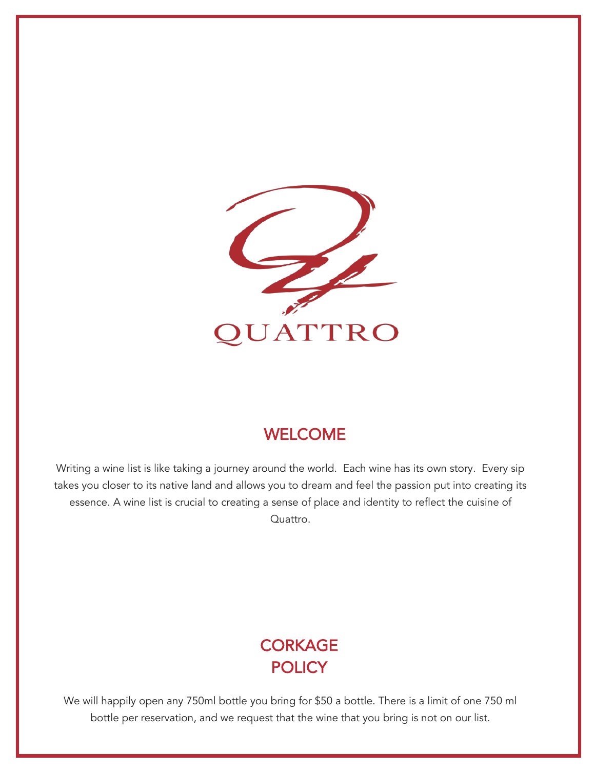QUATTRO

## WELCOME

Writing a wine list is like taking a journey around the world. Each wine has its own story. Every sip takes you closer to its native land and allows you to dream and feel the passion put into creating its essence. A wine list is crucial to creating a sense of place and identity to reflect the cuisine of Quattro.

## CORKAGE POLICY

We will happily open any 750ml bottle you bring for $50 a bottle. There is a limit of one 750 ml bottle per reservation, and we request that the wine that you bring is not on our list.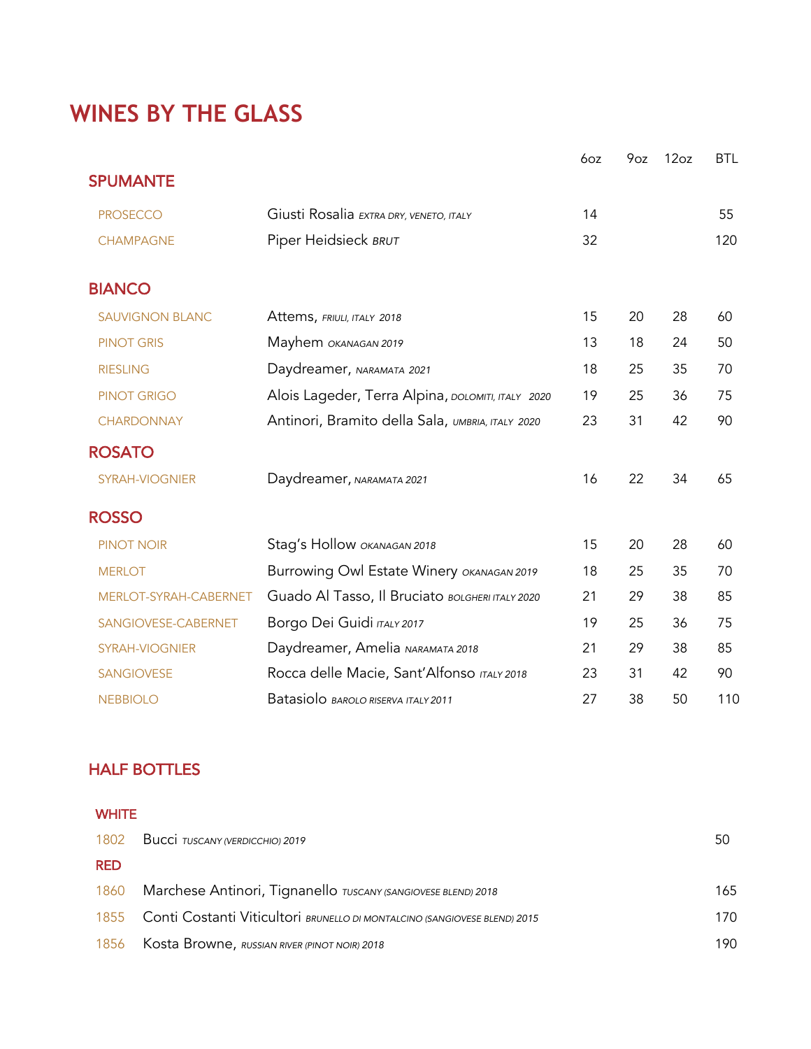# WINES BY THE GLASS

| | | 6oz | 9oz | 12oz | BTL |
|---|---|---|---|---|---|
| **SPUMANTE** | | | | | |
| PROSECCO | Giusti Rosalia *EXTRA DRY, VENETO, ITALY* | 14 | | | 55 |
| CHAMPAGNE | Piper Heidsieck *BRUT* | 32 | | | 120 |
| **BIANCO** | | | | | |
| SAUVIGNON BLANC | Attems, *FRIULI, ITALY 2018* | 15 | 20 | 28 | 60 |
| PINOT GRIS | Mayhem *OKANAGAN 2019* | 13 | 18 | 24 | 50 |
| RIESLING | Daydreamer, *NARAMATA 2021* | 18 | 25 | 35 | 70 |
| PINOT GRIGO | Alois Lageder, Terra Alpina, *DOLOMITI, ITALY 2020* | 19 | 25 | 36 | 75 |
| CHARDONNAY | Antinori, Bramito della Sala, *UMBRIA, ITALY 2020* | 23 | 31 | 42 | 90 |
| **ROSATO** | | | | | |
| SYRAH-VIOGNIER | Daydreamer, *NARAMATA 2021* | 16 | 22 | 34 | 65 |
| **ROSSO** | | | | | |
| PINOT NOIR | Stag's Hollow *OKANAGAN 2018* | 15 | 20 | 28 | 60 |
| MERLOT | Burrowing Owl Estate Winery *OKANAGAN 2019* | 18 | 25 | 35 | 70 |
| MERLOT-SYRAH-CABERNET | Guado Al Tasso, Il Bruciato *BOLGHERI ITALY 2020* | 21 | 29 | 38 | 85 |
| SANGIOVESE-CABERNET | Borgo Dei Guidi *ITALY 2017* | 19 | 25 | 36 | 75 |
| SYRAH-VIOGNIER | Daydreamer, Amelia *NARAMATA 2018* | 21 | 29 | 38 | 85 |
| SANGIOVESE | Rocca delle Macie, Sant'Alfonso *ITALY 2018* | 23 | 31 | 42 | 90 |
| NEBBIOLO | Batasiolo *BAROLO RISERVA ITALY 2011* | 27 | 38 | 50 | 110 |

## HALF BOTTLES

| | | |
|---|---|---|
| **WHITE** | | |
| 1802 | Bucci *TUSCANY (VERDICCHIO) 2019* | 50 |
| **RED** | | |
| 1860 | Marchese Antinori, Tignanello *TUSCANY (SANGIOVESE BLEND) 2018* | 165 |
| 1855 | Conti Costanti Viticultori *BRUNELLO DI MONTALCINO (SANGIOVESE BLEND) 2015* | 170 |
| 1856 | Kosta Browne, *RUSSIAN RIVER (PINOT NOIR) 2018* | 190 |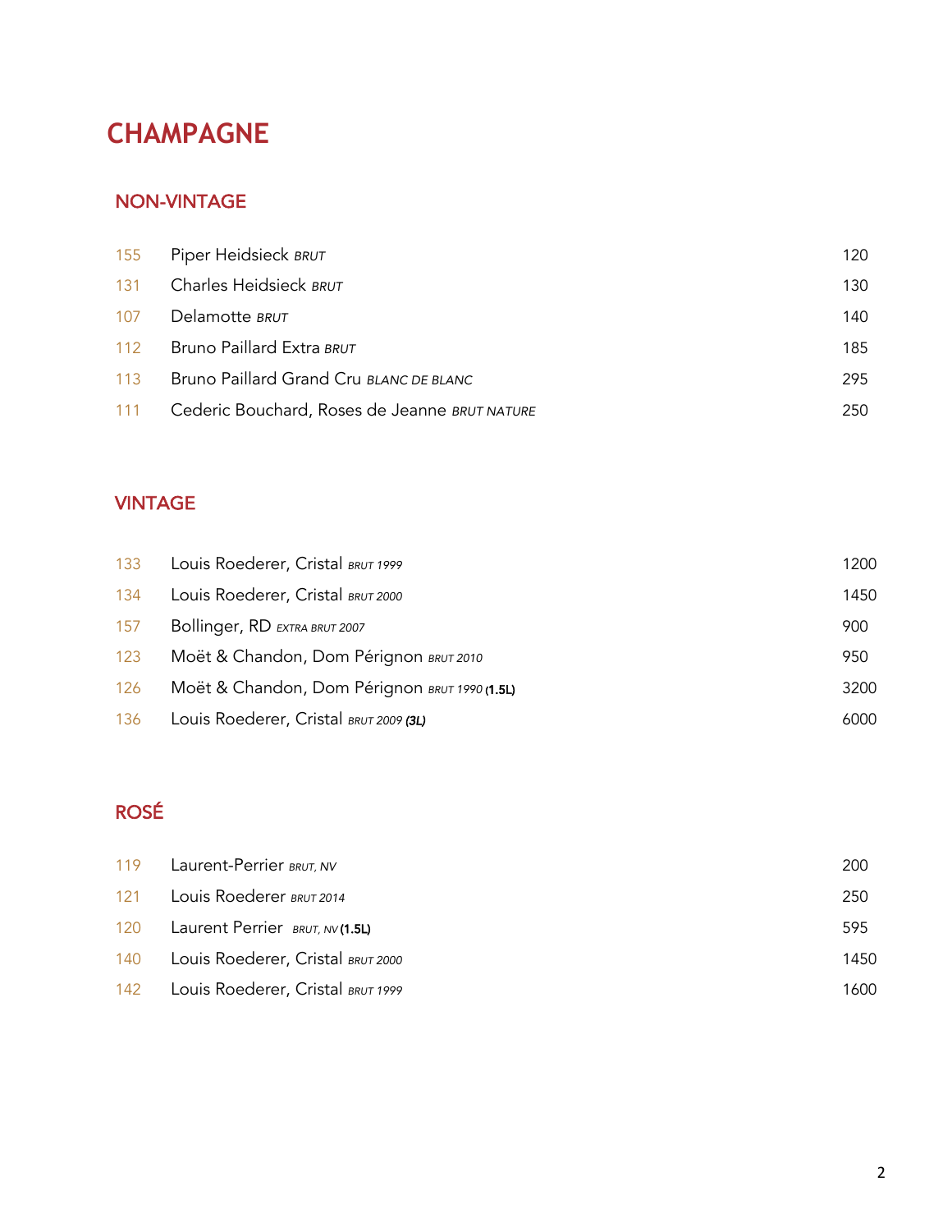# CHAMPAGNE

## NON-VINTAGE

| | | |
|---|---|---|
| 155 | Piper Heidsieck *BRUT* | 120 |
| 131 | Charles Heidsieck *BRUT* | 130 |
| 107 | Delamotte *BRUT* | 140 |
| 112 | Bruno Paillard Extra *BRUT* | 185 |
| 113 | Bruno Paillard Grand Cru *BLANC DE BLANC* | 295 |
| 111 | Cederic Bouchard, Roses de Jeanne *BRUT NATURE* | 250 |

## VINTAGE

| | | |
|---|---|---|
| 133 | Louis Roederer, Cristal *BRUT 1999* | 1200 |
| 134 | Louis Roederer, Cristal *BRUT 2000* | 1450 |
| 157 | Bollinger, RD *EXTRA BRUT 2007* | 900 |
| 123 | Moët & Chandon, Dom Pérignon *BRUT 2010* | 950 |
| 126 | Moët & Chandon, Dom Pérignon *BRUT 1990* **(1.5L)** | 3200 |
| 136 | Louis Roederer, Cristal *BRUT 2009* ***(3L)*** | 6000 |

## ROSÉ

| | | |
|---|---|---|
| 119 | Laurent-Perrier *BRUT, NV* | 200 |
| 121 | Louis Roederer *BRUT 2014* | 250 |
| 120 | Laurent Perrier *BRUT, NV* **(1.5L)** | 595 |
| 140 | Louis Roederer, Cristal *BRUT 2000* | 1450 |
| 142 | Louis Roederer, Cristal *BRUT 1999* | 1600 |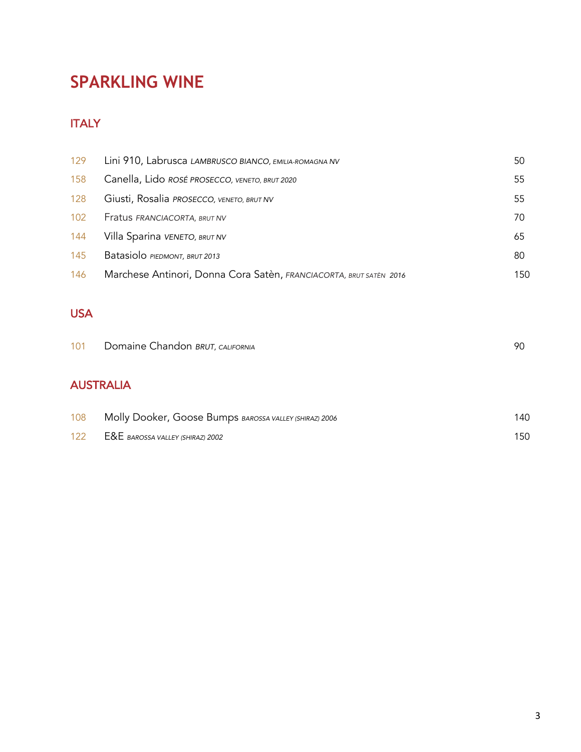# SPARKLING WINE

## ITALY

| | | |
|---|---|---|
| 129 | Lini 910, Labrusca *LAMBRUSCO BIANCO, EMILIA-ROMAGNA NV* | 50 |
| 158 | Canella, Lido *ROSÉ PROSECCO, VENETO, BRUT 2020* | 55 |
| 128 | Giusti, Rosalia *PROSECCO, VENETO, BRUT NV* | 55 |
| 102 | Fratus *FRANCIACORTA, BRUT NV* | 70 |
| 144 | Villa Sparina *VENETO, BRUT NV* | 65 |
| 145 | Batasiolo *PIEDMONT, BRUT 2013* | 80 |
| 146 | Marchese Antinori, Donna Cora Satèn, *FRANCIACORTA, BRUT SATÈN 2016* | 150 |

## USA

| | | |
|---|---|---|
| 101 | Domaine Chandon *BRUT, CALIFORNIA* | 90 |

## AUSTRALIA

| | | |
|---|---|---|
| 108 | Molly Dooker, Goose Bumps *BAROSSA VALLEY (SHIRAZ) 2006* | 140 |
| 122 | E&E *BAROSSA VALLEY (SHIRAZ) 2002* | 150 |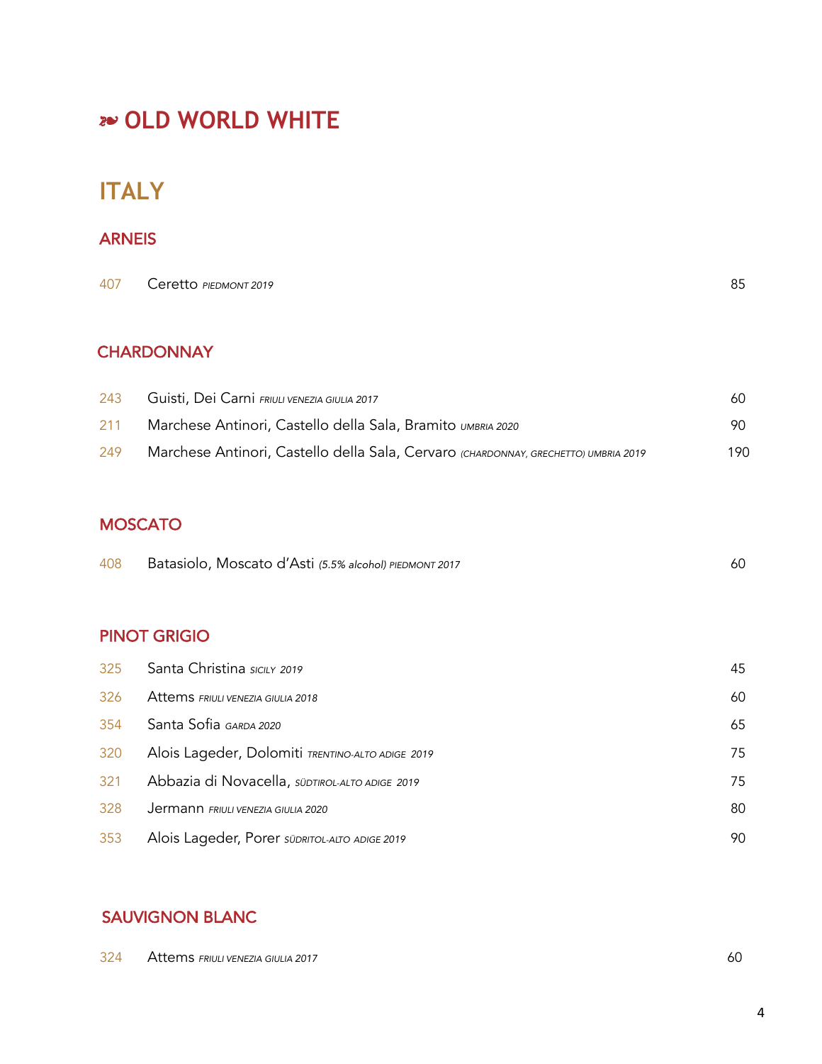# ❧ OLD WORLD WHITE

## ITALY

### ARNEIS

| | | |
|---|---|---|
| 407 | Ceretto *PIEDMONT 2019* | 85 |

### CHARDONNAY

| | | |
|---|---|---|
| 243 | Guisti, Dei Carni *FRIULI VENEZIA GIULIA 2017* | 60 |
| 211 | Marchese Antinori, Castello della Sala, Bramito *UMBRIA 2020* | 90 |
| 249 | Marchese Antinori, Castello della Sala, Cervaro *(CHARDONNAY, GRECHETTO) UMBRIA 2019* | 190 |

### MOSCATO

| | | |
|---|---|---|
| 408 | Batasiolo, Moscato d'Asti *(5.5% alcohol) PIEDMONT 2017* | 60 |

### PINOT GRIGIO

| | | |
|---|---|---|
| 325 | Santa Christina *SICILY 2019* | 45 |
| 326 | Attems *FRIULI VENEZIA GIULIA 2018* | 60 |
| 354 | Santa Sofia *GARDA 2020* | 65 |
| 320 | Alois Lageder, Dolomiti *TRENTINO-ALTO ADIGE 2019* | 75 |
| 321 | Abbazia di Novacella, *SÜDTIROL-ALTO ADIGE 2019* | 75 |
| 328 | Jermann *FRIULI VENEZIA GIULIA 2020* | 80 |
| 353 | Alois Lageder, Porer *SÜDRITOL-ALTO ADIGE 2019* | 90 |

### SAUVIGNON BLANC

| | | |
|---|---|---|
| 324 | Attems *FRIULI VENEZIA GIULIA 2017* | 60 |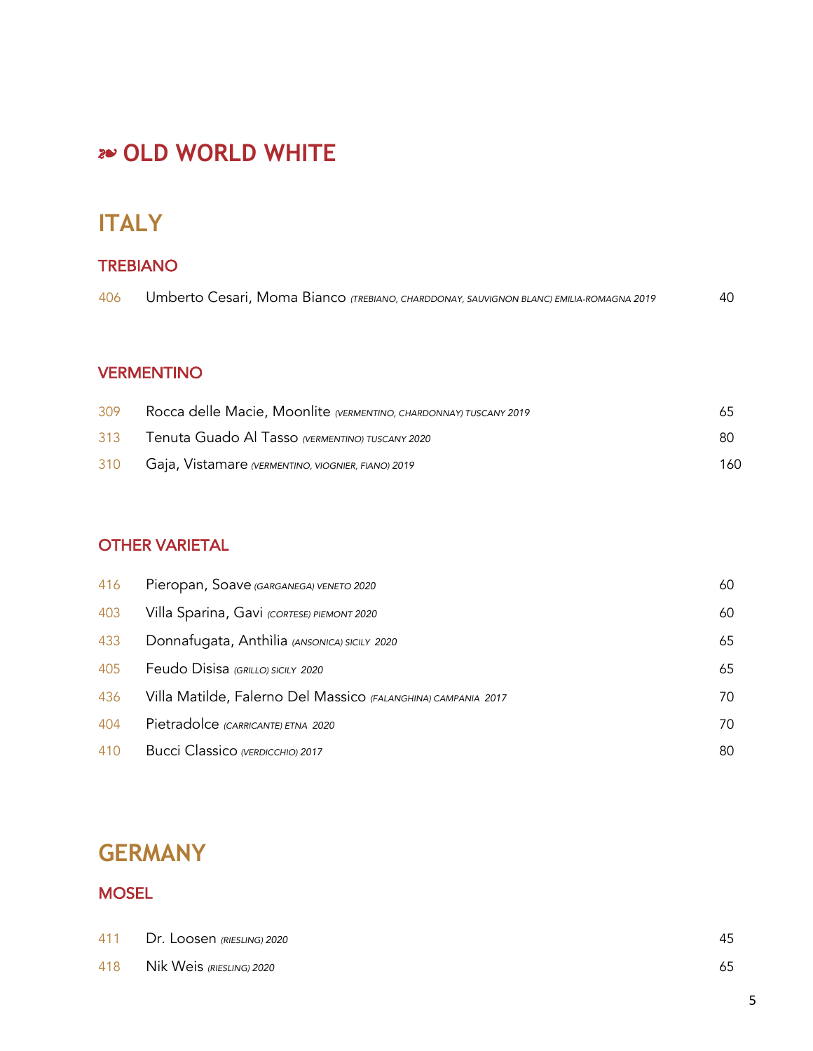# ❧ OLD WORLD WHITE

## ITALY

### TREBIANO

| | | |
|---|---|---|
| 406 | Umberto Cesari, Moma Bianco *(TREBIANO, CHARDDONAY, SAUVIGNON BLANC) EMILIA-ROMAGNA 2019* | 40 |

### VERMENTINO

| | | |
|---|---|---|
| 309 | Rocca delle Macie, Moonlite *(VERMENTINO, CHARDONNAY) TUSCANY 2019* | 65 |
| 313 | Tenuta Guado Al Tasso *(VERMENTINO) TUSCANY 2020* | 80 |
| 310 | Gaja, Vistamare *(VERMENTINO, VIOGNIER, FIANO) 2019* | 160 |

### OTHER VARIETAL

| | | |
|---|---|---|
| 416 | Pieropan, Soave *(GARGANEGA) VENETO 2020* | 60 |
| 403 | Villa Sparina, Gavi *(CORTESE) PIEMONT 2020* | 60 |
| 433 | Donnafugata, Anthìlia *(ANSONICA) SICILY 2020* | 65 |
| 405 | Feudo Disisa *(GRILLO) SICILY 2020* | 65 |
| 436 | Villa Matilde, Falerno Del Massico *(FALANGHINA) CAMPANIA 2017* | 70 |
| 404 | Pietradolce *(CARRICANTE) ETNA 2020* | 70 |
| 410 | Bucci Classico *(VERDICCHIO) 2017* | 80 |

## GERMANY

### MOSEL

| | | |
|---|---|---|
| 411 | Dr. Loosen *(RIESLING) 2020* | 45 |
| 418 | Nik Weis *(RIESLING) 2020* | 65 |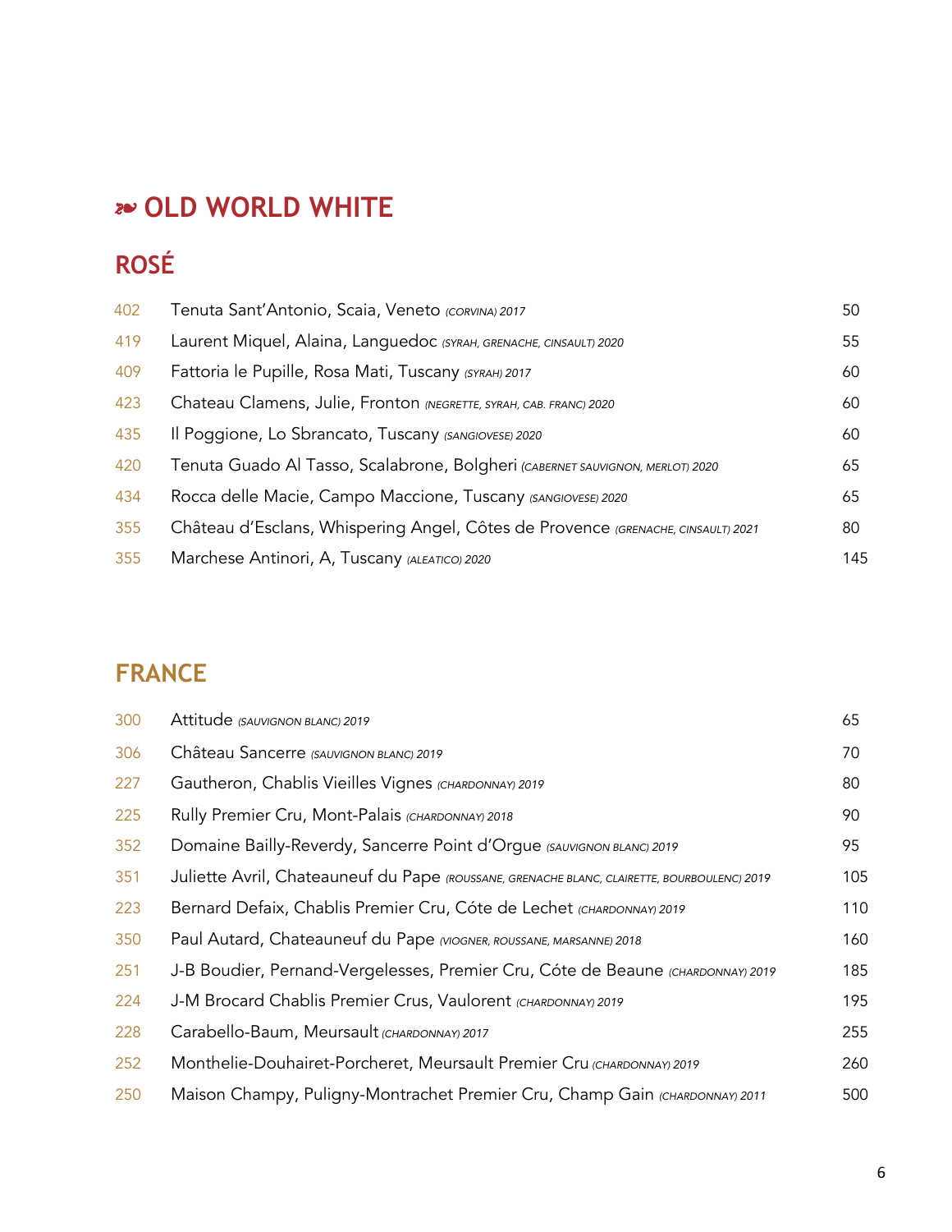# ❧ OLD WORLD WHITE

## ROSÉ

| | | |
|---|---|---|
| 402 | Tenuta Sant'Antonio, Scaia, Veneto *(CORVINA) 2017* | 50 |
| 419 | Laurent Miquel, Alaina, Languedoc *(SYRAH, GRENACHE, CINSAULT) 2020* | 55 |
| 409 | Fattoria le Pupille, Rosa Mati, Tuscany *(SYRAH) 2017* | 60 |
| 423 | Chateau Clamens, Julie, Fronton *(NEGRETTE, SYRAH, CAB. FRANC) 2020* | 60 |
| 435 | Il Poggione, Lo Sbrancato, Tuscany *(SANGIOVESE) 2020* | 60 |
| 420 | Tenuta Guado Al Tasso, Scalabrone, Bolgheri *(CABERNET SAUVIGNON, MERLOT) 2020* | 65 |
| 434 | Rocca delle Macie, Campo Maccione, Tuscany *(SANGIOVESE) 2020* | 65 |
| 355 | Château d'Esclans, Whispering Angel, Côtes de Provence *(GRENACHE, CINSAULT) 2021* | 80 |
| 355 | Marchese Antinori, A, Tuscany *(ALEATICO) 2020* | 145 |

## FRANCE

| | | |
|---|---|---|
| 300 | Attitude *(SAUVIGNON BLANC) 2019* | 65 |
| 306 | Château Sancerre *(SAUVIGNON BLANC) 2019* | 70 |
| 227 | Gautheron, Chablis Vieilles Vignes *(CHARDONNAY) 2019* | 80 |
| 225 | Rully Premier Cru, Mont-Palais *(CHARDONNAY) 2018* | 90 |
| 352 | Domaine Bailly-Reverdy, Sancerre Point d'Orgue *(SAUVIGNON BLANC) 2019* | 95 |
| 351 | Juliette Avril, Chateauneuf du Pape *(ROUSSANE, GRENACHE BLANC, CLAIRETTE, BOURBOULENC) 2019* | 105 |
| 223 | Bernard Defaix, Chablis Premier Cru, Cóte de Lechet *(CHARDONNAY) 2019* | 110 |
| 350 | Paul Autard, Chateauneuf du Pape *(VIOGNER, ROUSSANE, MARSANNE) 2018* | 160 |
| 251 | J-B Boudier, Pernand-Vergelesses, Premier Cru, Cóte de Beaune *(CHARDONNAY) 2019* | 185 |
| 224 | J-M Brocard Chablis Premier Crus, Vaulorent *(CHARDONNAY) 2019* | 195 |
| 228 | Carabello-Baum, Meursault *(CHARDONNAY) 2017* | 255 |
| 252 | Monthelie-Douhairet-Porcheret, Meursault Premier Cru *(CHARDONNAY) 2019* | 260 |
| 250 | Maison Champy, Puligny-Montrachet Premier Cru, Champ Gain *(CHARDONNAY) 2011* | 500 |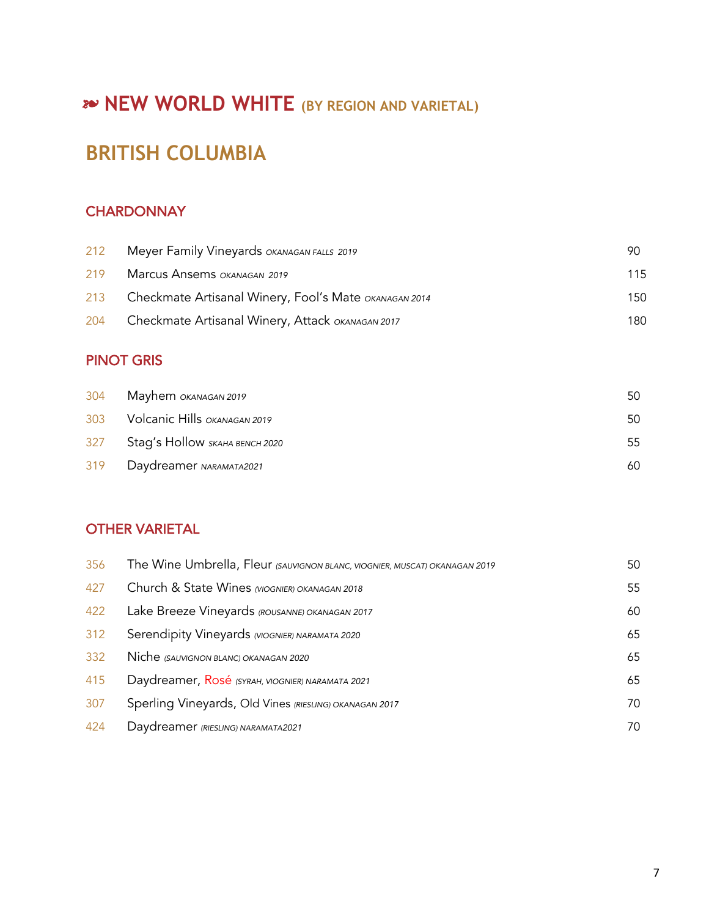# ❧ NEW WORLD WHITE (BY REGION AND VARIETAL)

## BRITISH COLUMBIA

### CHARDONNAY

| | | |
|---|---|---|
| 212 | Meyer Family Vineyards *OKANAGAN FALLS 2019* | 90 |
| 219 | Marcus Ansems *OKANAGAN 2019* | 115 |
| 213 | Checkmate Artisanal Winery, Fool's Mate *OKANAGAN 2014* | 150 |
| 204 | Checkmate Artisanal Winery, Attack *OKANAGAN 2017* | 180 |

### PINOT GRIS

| | | |
|---|---|---|
| 304 | Mayhem *OKANAGAN 2019* | 50 |
| 303 | Volcanic Hills *OKANAGAN 2019* | 50 |
| 327 | Stag's Hollow *SKAHA BENCH 2020* | 55 |
| 319 | Daydreamer *NARAMATA2021* | 60 |

### OTHER VARIETAL

| | | |
|---|---|---|
| 356 | The Wine Umbrella, Fleur *(SAUVIGNON BLANC, VIOGNIER, MUSCAT) OKANAGAN 2019* | 50 |
| 427 | Church & State Wines *(VIOGNIER) OKANAGAN 2018* | 55 |
| 422 | Lake Breeze Vineyards *(ROUSANNE) OKANAGAN 2017* | 60 |
| 312 | Serendipity Vineyards *(VIOGNIER) NARAMATA 2020* | 65 |
| 332 | Niche *(SAUVIGNON BLANC) OKANAGAN 2020* | 65 |
| 415 | Daydreamer, Rosé *(SYRAH, VIOGNIER) NARAMATA 2021* | 65 |
| 307 | Sperling Vineyards, Old Vines *(RIESLING) OKANAGAN 2017* | 70 |
| 424 | Daydreamer *(RIESLING) NARAMATA2021* | 70 |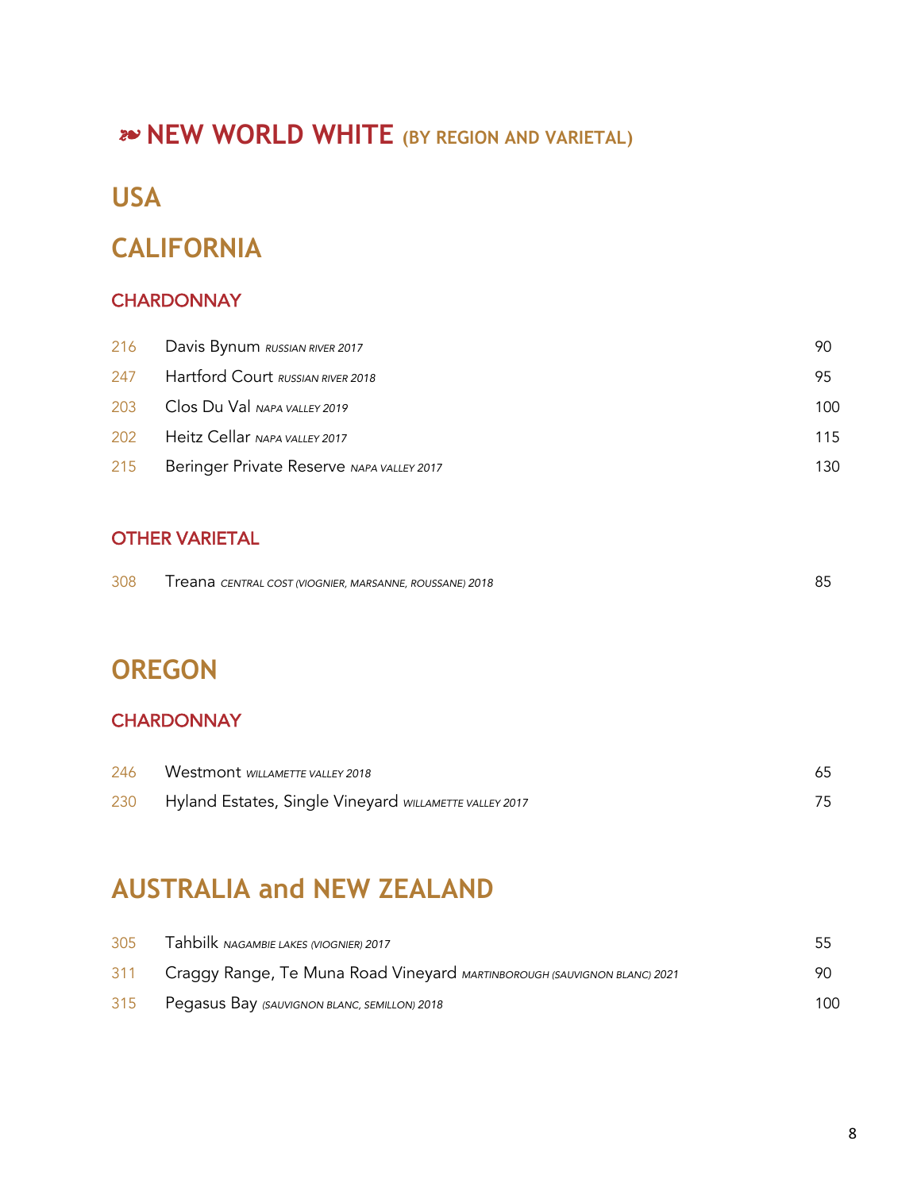# ❧ NEW WORLD WHITE (BY REGION AND VARIETAL)

## USA

## CALIFORNIA

### CHARDONNAY

| | | |
|---|---|---|
| 216 | Davis Bynum *RUSSIAN RIVER 2017* | 90 |
| 247 | Hartford Court *RUSSIAN RIVER 2018* | 95 |
| 203 | Clos Du Val *NAPA VALLEY 2019* | 100 |
| 202 | Heitz Cellar *NAPA VALLEY 2017* | 115 |
| 215 | Beringer Private Reserve *NAPA VALLEY 2017* | 130 |

### OTHER VARIETAL

| | | |
|---|---|---|
| 308 | Treana *CENTRAL COST (VIOGNIER, MARSANNE, ROUSSANE) 2018* | 85 |

## OREGON

### CHARDONNAY

| | | |
|---|---|---|
| 246 | Westmont *WILLAMETTE VALLEY 2018* | 65 |
| 230 | Hyland Estates, Single Vineyard *WILLAMETTE VALLEY 2017* | 75 |

## AUSTRALIA and NEW ZEALAND

| | | |
|---|---|---|
| 305 | Tahbilk *NAGAMBIE LAKES (VIOGNIER) 2017* | 55 |
| 311 | Craggy Range, Te Muna Road Vineyard *MARTINBOROUGH (SAUVIGNON BLANC) 2021* | 90 |
| 315 | Pegasus Bay *(SAUVIGNON BLANC, SEMILLON) 2018* | 100 |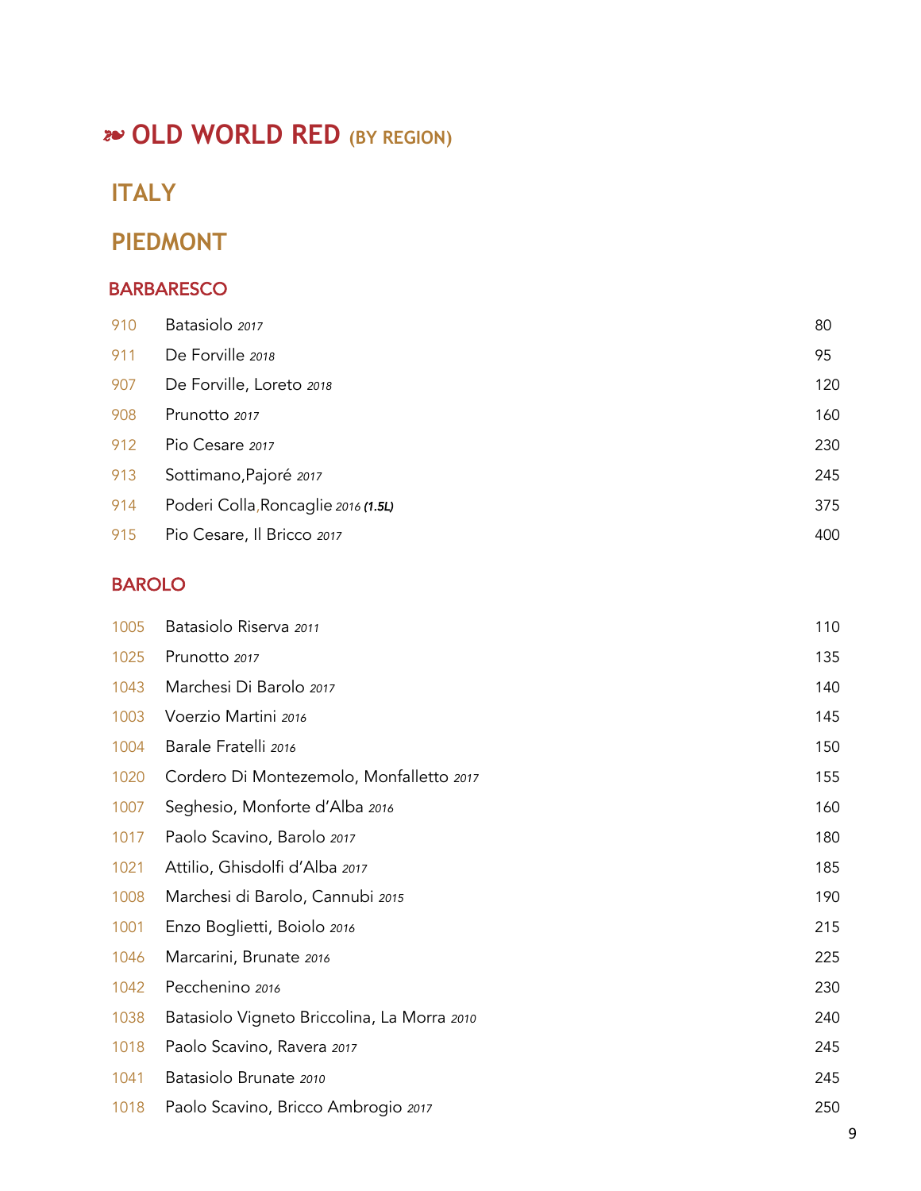# ❧ OLD WORLD RED (BY REGION)

## ITALY

## PIEDMONT

### BARBARESCO

| | | |
|---|---|---|
| 910 | Batasiolo *2017* | 80 |
| 911 | De Forville *2018* | 95 |
| 907 | De Forville, Loreto *2018* | 120 |
| 908 | Prunotto *2017* | 160 |
| 912 | Pio Cesare *2017* | 230 |
| 913 | Sottimano,Pajoré *2017* | 245 |
| 914 | Poderi Colla,Roncaglie *2016* ***(1.5L)*** | 375 |
| 915 | Pio Cesare, Il Bricco *2017* | 400 |

### BAROLO

| | | |
|---|---|---|
| 1005 | Batasiolo Riserva *2011* | 110 |
| 1025 | Prunotto *2017* | 135 |
| 1043 | Marchesi Di Barolo *2017* | 140 |
| 1003 | Voerzio Martini *2016* | 145 |
| 1004 | Barale Fratelli *2016* | 150 |
| 1020 | Cordero Di Montezemolo, Monfalletto *2017* | 155 |
| 1007 | Seghesio, Monforte d'Alba *2016* | 160 |
| 1017 | Paolo Scavino, Barolo *2017* | 180 |
| 1021 | Attilio, Ghisdolfi d'Alba *2017* | 185 |
| 1008 | Marchesi di Barolo, Cannubi *2015* | 190 |
| 1001 | Enzo Boglietti, Boiolo *2016* | 215 |
| 1046 | Marcarini, Brunate *2016* | 225 |
| 1042 | Pecchenino *2016* | 230 |
| 1038 | Batasiolo Vigneto Briccolina, La Morra *2010* | 240 |
| 1018 | Paolo Scavino, Ravera *2017* | 245 |
| 1041 | Batasiolo Brunate *2010* | 245 |
| 1018 | Paolo Scavino, Bricco Ambrogio *2017* | 250 |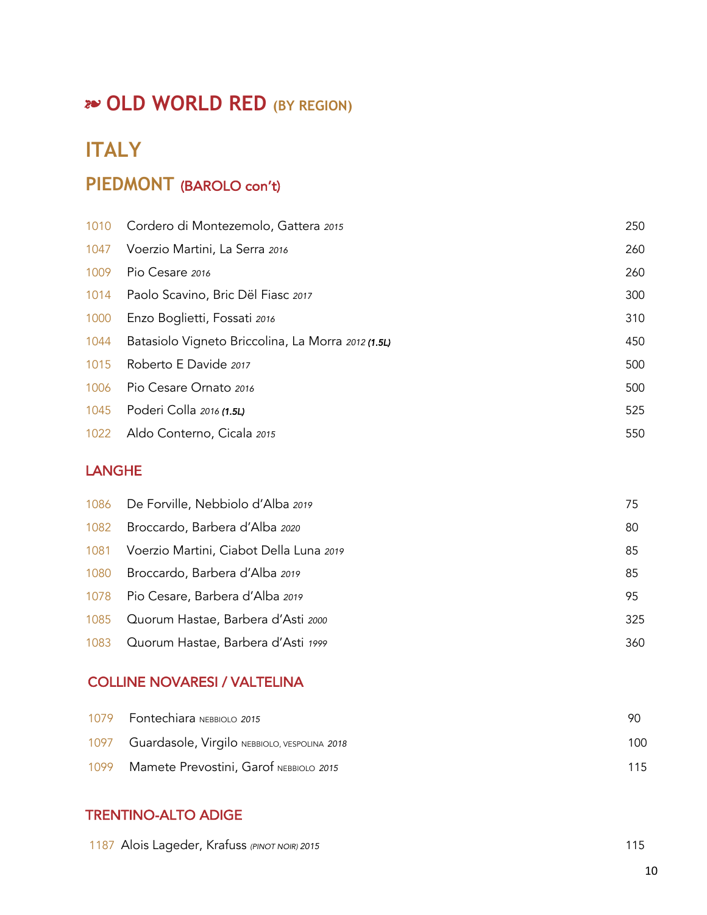# ❧ OLD WORLD RED (BY REGION)

## ITALY

### PIEDMONT (BAROLO con't)

| | | |
|---|---|---|
| 1010 | Cordero di Montezemolo, Gattera *2015* | 250 |
| 1047 | Voerzio Martini, La Serra *2016* | 260 |
| 1009 | Pio Cesare *2016* | 260 |
| 1014 | Paolo Scavino, Bric Dël Fiasc *2017* | 300 |
| 1000 | Enzo Boglietti, Fossati *2016* | 310 |
| 1044 | Batasiolo Vigneto Briccolina, La Morra *2012* ***(1.5L)*** | 450 |
| 1015 | Roberto E Davide *2017* | 500 |
| 1006 | Pio Cesare Ornato *2016* | 500 |
| 1045 | Poderi Colla *2016* ***(1.5L)*** | 525 |
| 1022 | Aldo Conterno, Cicala *2015* | 550 |

### LANGHE

| | | |
|---|---|---|
| 1086 | De Forville, Nebbiolo d'Alba *2019* | 75 |
| 1082 | Broccardo, Barbera d'Alba *2020* | 80 |
| 1081 | Voerzio Martini, Ciabot Della Luna *2019* | 85 |
| 1080 | Broccardo, Barbera d'Alba *2019* | 85 |
| 1078 | Pio Cesare, Barbera d'Alba *2019* | 95 |
| 1085 | Quorum Hastae, Barbera d'Asti *2000* | 325 |
| 1083 | Quorum Hastae, Barbera d'Asti *1999* | 360 |

### COLLINE NOVARESI / VALTELINA

| | | |
|---|---|---|
| 1079 | Fontechiara NEBBIOLO *2015* | 90 |
| 1097 | Guardasole, Virgilo NEBBIOLO, VESPOLINA *2018* | 100 |
| 1099 | Mamete Prevostini, Garof NEBBIOLO *2015* | 115 |

### TRENTINO-ALTO ADIGE

| | | |
|---|---|---|
| 1187 | Alois Lageder, Krafuss *(PINOT NOIR) 2015* | 115 |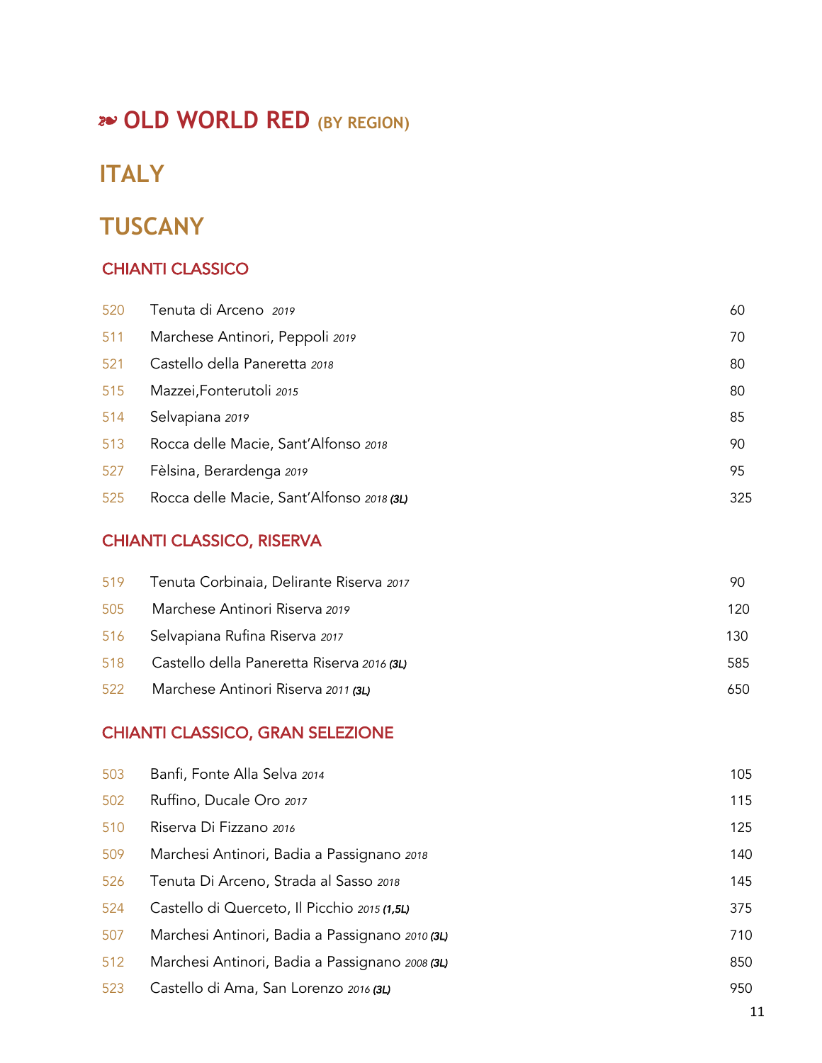# ❧ OLD WORLD RED (BY REGION)

## ITALY

## TUSCANY

### CHIANTI CLASSICO

| | | |
|---|---|---|
| 520 | Tenuta di Arceno *2019* | 60 |
| 511 | Marchese Antinori, Peppoli *2019* | 70 |
| 521 | Castello della Paneretta *2018* | 80 |
| 515 | Mazzei,Fonterutoli *2015* | 80 |
| 514 | Selvapiana *2019* | 85 |
| 513 | Rocca delle Macie, Sant'Alfonso *2018* | 90 |
| 527 | Fèlsina, Berardenga *2019* | 95 |
| 525 | Rocca delle Macie, Sant'Alfonso *2018* ***(3L)*** | 325 |

### CHIANTI CLASSICO, RISERVA

| | | |
|---|---|---|
| 519 | Tenuta Corbinaia, Delirante Riserva *2017* | 90 |
| 505 | Marchese Antinori Riserva *2019* | 120 |
| 516 | Selvapiana Rufina Riserva *2017* | 130 |
| 518 | Castello della Paneretta Riserva *2016* ***(3L)*** | 585 |
| 522 | Marchese Antinori Riserva *2011* ***(3L)*** | 650 |

### CHIANTI CLASSICO, GRAN SELEZIONE

| | | |
|---|---|---|
| 503 | Banfi, Fonte Alla Selva *2014* | 105 |
| 502 | Ruffino, Ducale Oro *2017* | 115 |
| 510 | Riserva Di Fizzano *2016* | 125 |
| 509 | Marchesi Antinori, Badia a Passignano *2018* | 140 |
| 526 | Tenuta Di Arceno, Strada al Sasso *2018* | 145 |
| 524 | Castello di Querceto, Il Picchio *2015* ***(1,5L)*** | 375 |
| 507 | Marchesi Antinori, Badia a Passignano *2010* ***(3L)*** | 710 |
| 512 | Marchesi Antinori, Badia a Passignano *2008* ***(3L)*** | 850 |
| 523 | Castello di Ama, San Lorenzo *2016* ***(3L)*** | 950 |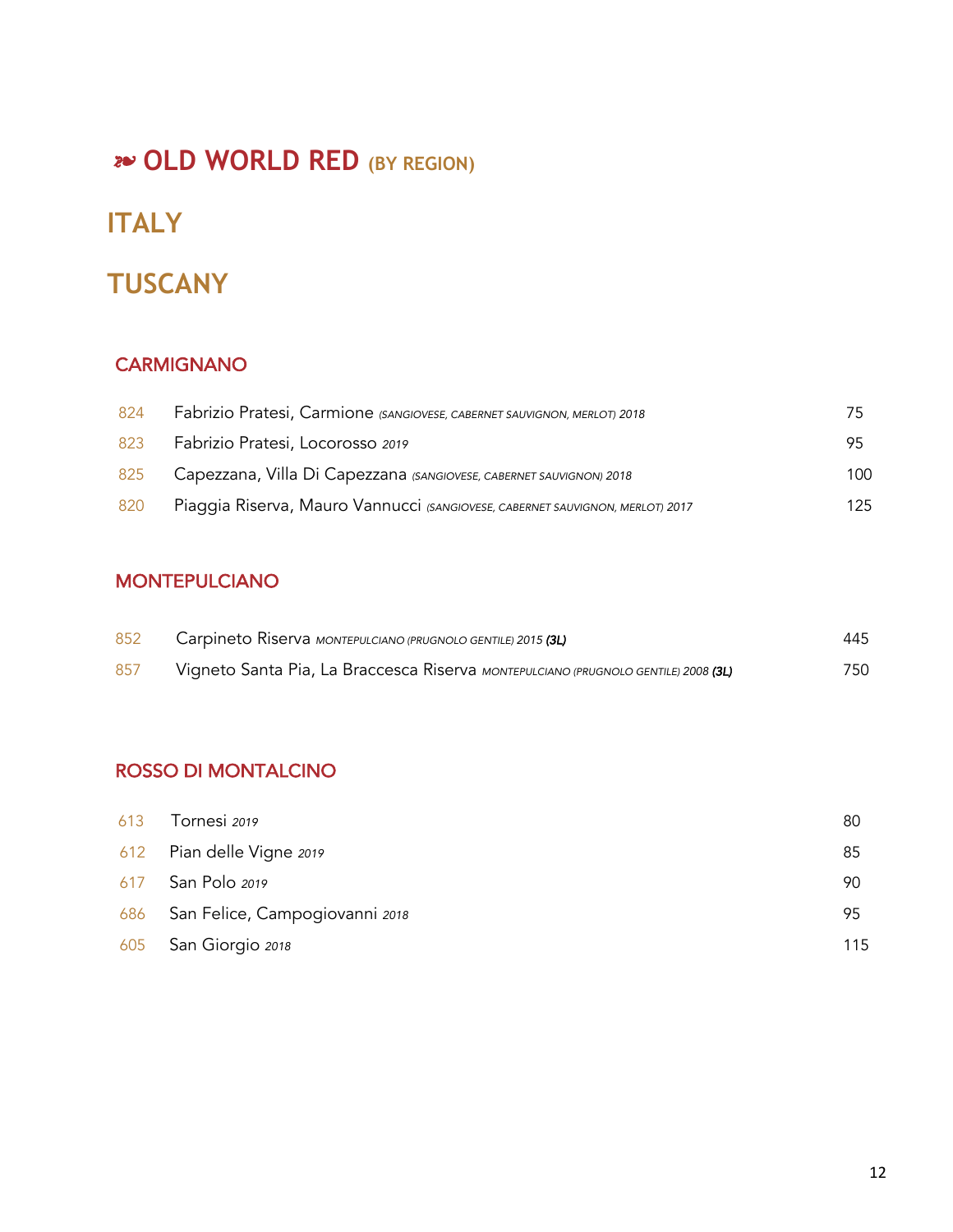# ❧ OLD WORLD RED (BY REGION)

## ITALY

## TUSCANY

### CARMIGNANO

| | | |
|---|---|---|
| 824 | Fabrizio Pratesi, Carmione *(SANGIOVESE, CABERNET SAUVIGNON, MERLOT) 2018* | 75 |
| 823 | Fabrizio Pratesi, Locorosso *2019* | 95 |
| 825 | Capezzana, Villa Di Capezzana *(SANGIOVESE, CABERNET SAUVIGNON) 2018* | 100 |
| 820 | Piaggia Riserva, Mauro Vannucci *(SANGIOVESE, CABERNET SAUVIGNON, MERLOT) 2017* | 125 |

### MONTEPULCIANO

| | | |
|---|---|---|
| 852 | Carpineto Riserva *MONTEPULCIANO (PRUGNOLO GENTILE) 2015* ***(3L)*** | 445 |
| 857 | Vigneto Santa Pia, La Braccesca Riserva *MONTEPULCIANO (PRUGNOLO GENTILE) 2008* ***(3L)*** | 750 |

### ROSSO DI MONTALCINO

| | | |
|---|---|---|
| 613 | Tornesi *2019* | 80 |
| 612 | Pian delle Vigne *2019* | 85 |
| 617 | San Polo *2019* | 90 |
| 686 | San Felice, Campogiovanni *2018* | 95 |
| 605 | San Giorgio *2018* | 115 |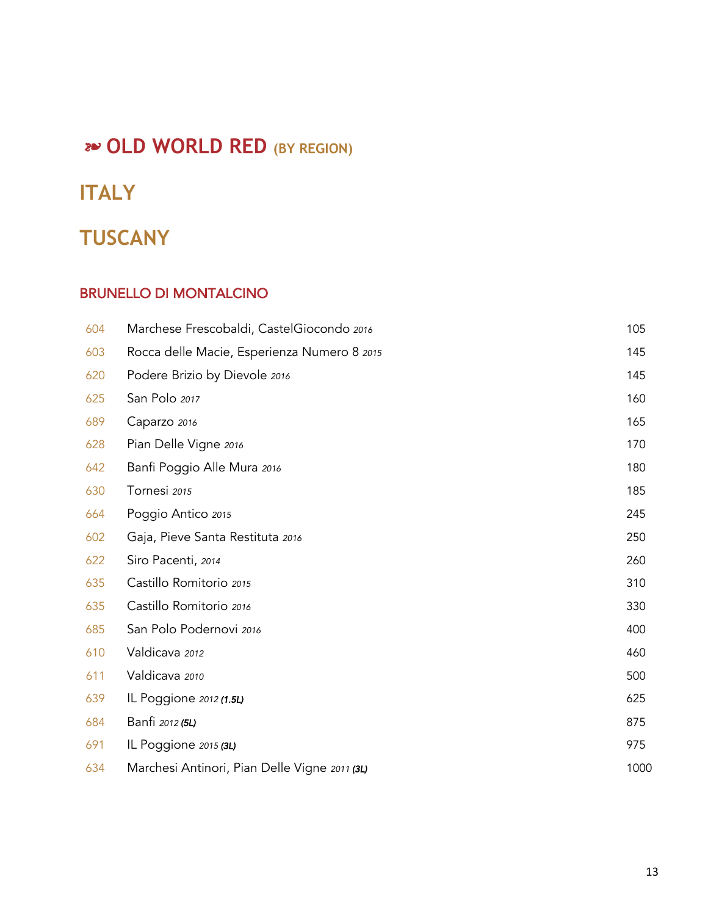# ❧ OLD WORLD RED (BY REGION)

## ITALY

## TUSCANY

### BRUNELLO DI MONTALCINO

| | | |
|---|---|---|
| 604 | Marchese Frescobaldi, CastelGiocondo *2016* | 105 |
| 603 | Rocca delle Macie, Esperienza Numero 8 *2015* | 145 |
| 620 | Podere Brizio by Dievole *2016* | 145 |
| 625 | San Polo *2017* | 160 |
| 689 | Caparzo *2016* | 165 |
| 628 | Pian Delle Vigne *2016* | 170 |
| 642 | Banfi Poggio Alle Mura *2016* | 180 |
| 630 | Tornesi *2015* | 185 |
| 664 | Poggio Antico *2015* | 245 |
| 602 | Gaja, Pieve Santa Restituta *2016* | 250 |
| 622 | Siro Pacenti, *2014* | 260 |
| 635 | Castillo Romitorio *2015* | 310 |
| 635 | Castillo Romitorio *2016* | 330 |
| 685 | San Polo Podernovi *2016* | 400 |
| 610 | Valdicava *2012* | 460 |
| 611 | Valdicava *2010* | 500 |
| 639 | IL Poggione *2012* ***(1.5L)*** | 625 |
| 684 | Banfi *2012* ***(5L)*** | 875 |
| 691 | IL Poggione *2015* ***(3L)*** | 975 |
| 634 | Marchesi Antinori, Pian Delle Vigne *2011* ***(3L)*** | 1000 |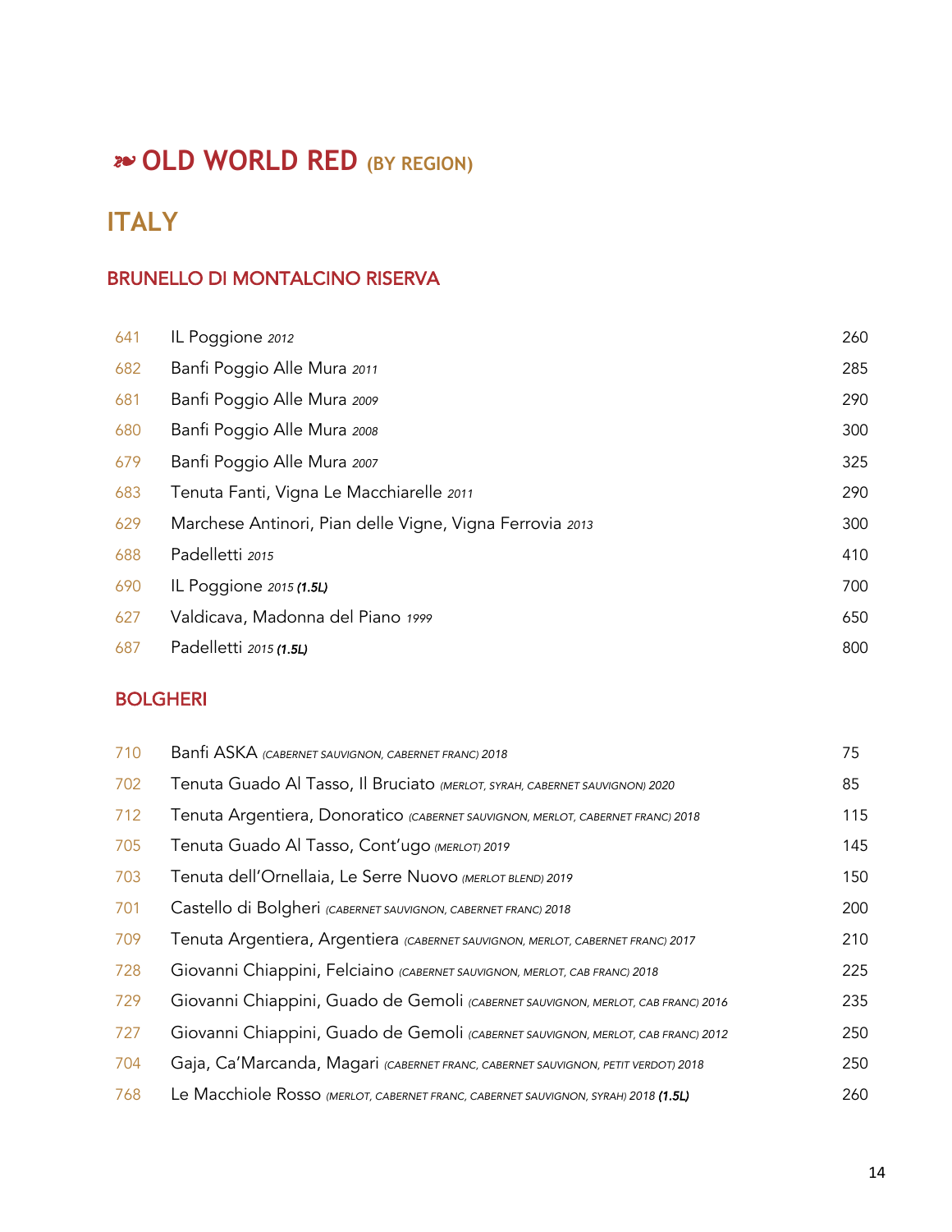# ❧ OLD WORLD RED (BY REGION)

## ITALY

### BRUNELLO DI MONTALCINO RISERVA

| | | |
|---|---|---|
| 641 | IL Poggione *2012* | 260 |
| 682 | Banfi Poggio Alle Mura *2011* | 285 |
| 681 | Banfi Poggio Alle Mura *2009* | 290 |
| 680 | Banfi Poggio Alle Mura *2008* | 300 |
| 679 | Banfi Poggio Alle Mura *2007* | 325 |
| 683 | Tenuta Fanti, Vigna Le Macchiarelle *2011* | 290 |
| 629 | Marchese Antinori, Pian delle Vigne, Vigna Ferrovia *2013* | 300 |
| 688 | Padelletti *2015* | 410 |
| 690 | IL Poggione *2015* ***(1.5L)*** | 700 |
| 627 | Valdicava, Madonna del Piano *1999* | 650 |
| 687 | Padelletti *2015* ***(1.5L)*** | 800 |

### BOLGHERI

| | | |
|---|---|---|
| 710 | Banfi ASKA *(CABERNET SAUVIGNON, CABERNET FRANC) 2018* | 75 |
| 702 | Tenuta Guado Al Tasso, Il Bruciato *(MERLOT, SYRAH, CABERNET SAUVIGNON) 2020* | 85 |
| 712 | Tenuta Argentiera, Donoratico *(CABERNET SAUVIGNON, MERLOT, CABERNET FRANC) 2018* | 115 |
| 705 | Tenuta Guado Al Tasso, Cont'ugo *(MERLOT) 2019* | 145 |
| 703 | Tenuta dell'Ornellaia, Le Serre Nuovo *(MERLOT BLEND) 2019* | 150 |
| 701 | Castello di Bolgheri *(CABERNET SAUVIGNON, CABERNET FRANC) 2018* | 200 |
| 709 | Tenuta Argentiera, Argentiera *(CABERNET SAUVIGNON, MERLOT, CABERNET FRANC) 2017* | 210 |
| 728 | Giovanni Chiappini, Felciaino *(CABERNET SAUVIGNON, MERLOT, CAB FRANC) 2018* | 225 |
| 729 | Giovanni Chiappini, Guado de Gemoli *(CABERNET SAUVIGNON, MERLOT, CAB FRANC) 2016* | 235 |
| 727 | Giovanni Chiappini, Guado de Gemoli *(CABERNET SAUVIGNON, MERLOT, CAB FRANC) 2012* | 250 |
| 704 | Gaja, Ca'Marcanda, Magari *(CABERNET FRANC, CABERNET SAUVIGNON, PETIT VERDOT) 2018* | 250 |
| 768 | Le Macchiole Rosso *(MERLOT, CABERNET FRANC, CABERNET SAUVIGNON, SYRAH) 2018* ***(1.5L)*** | 260 |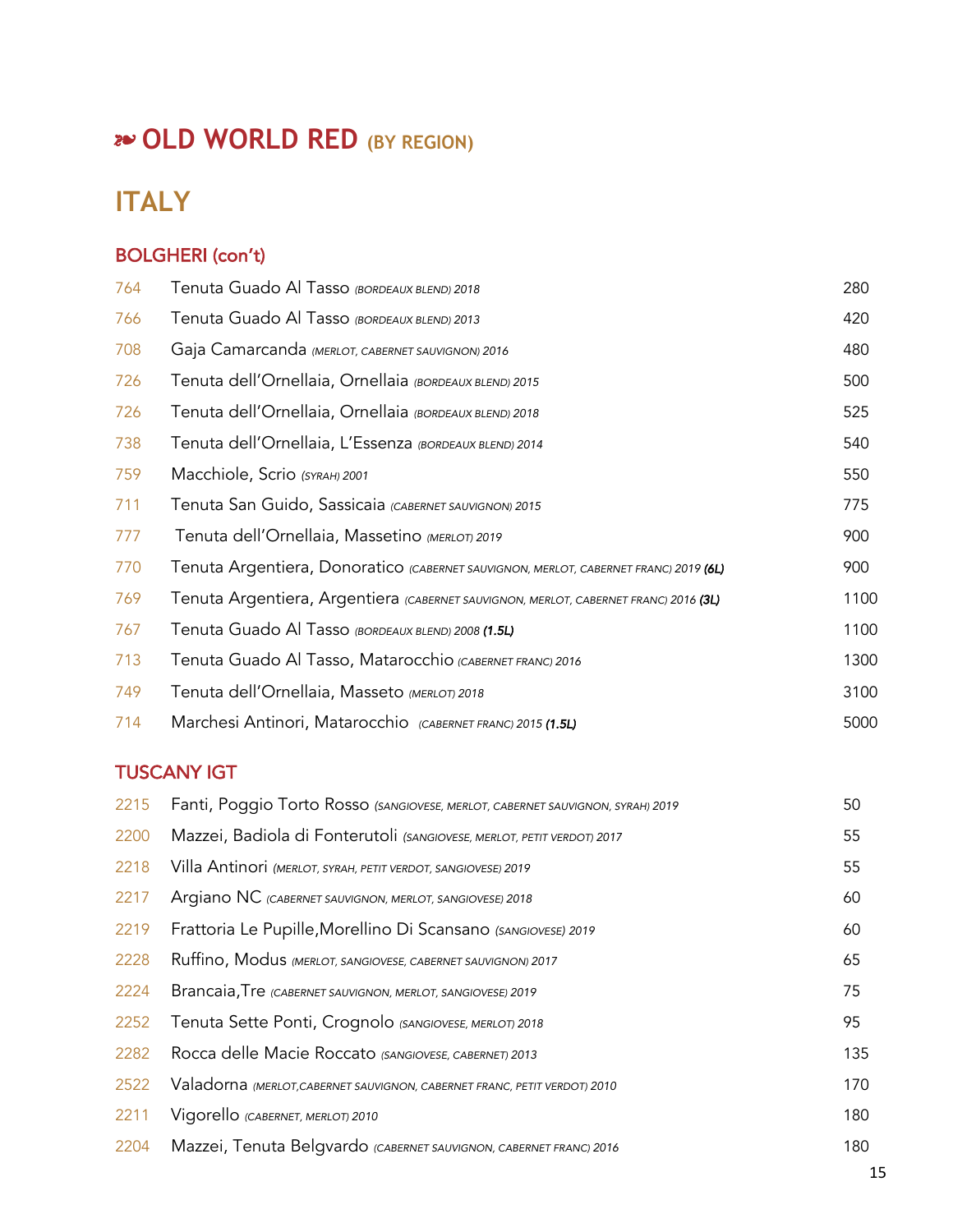# ❧ OLD WORLD RED (BY REGION)

## ITALY

### BOLGHERI (con't)

| | | |
|---|---|---|
| 764 | Tenuta Guado Al Tasso *(BORDEAUX BLEND) 2018* | 280 |
| 766 | Tenuta Guado Al Tasso *(BORDEAUX BLEND) 2013* | 420 |
| 708 | Gaja Camarcanda *(MERLOT, CABERNET SAUVIGNON) 2016* | 480 |
| 726 | Tenuta dell'Ornellaia, Ornellaia *(BORDEAUX BLEND) 2015* | 500 |
| 726 | Tenuta dell'Ornellaia, Ornellaia *(BORDEAUX BLEND) 2018* | 525 |
| 738 | Tenuta dell'Ornellaia, L'Essenza *(BORDEAUX BLEND) 2014* | 540 |
| 759 | Macchiole, Scrio *(SYRAH) 2001* | 550 |
| 711 | Tenuta San Guido, Sassicaia *(CABERNET SAUVIGNON) 2015* | 775 |
| 777 | Tenuta dell'Ornellaia, Massetino *(MERLOT) 2019* | 900 |
| 770 | Tenuta Argentiera, Donoratico *(CABERNET SAUVIGNON, MERLOT, CABERNET FRANC) 2019* ***(6L)*** | 900 |
| 769 | Tenuta Argentiera, Argentiera *(CABERNET SAUVIGNON, MERLOT, CABERNET FRANC) 2016* ***(3L)*** | 1100 |
| 767 | Tenuta Guado Al Tasso *(BORDEAUX BLEND) 2008* ***(1.5L)*** | 1100 |
| 713 | Tenuta Guado Al Tasso, Matarocchio *(CABERNET FRANC) 2016* | 1300 |
| 749 | Tenuta dell'Ornellaia, Masseto *(MERLOT) 2018* | 3100 |
| 714 | Marchesi Antinori, Matarocchio *(CABERNET FRANC) 2015* ***(1.5L)*** | 5000 |

### TUSCANY IGT

| | | |
|---|---|---|
| 2215 | Fanti, Poggio Torto Rosso *(SANGIOVESE, MERLOT, CABERNET SAUVIGNON, SYRAH) 2019* | 50 |
| 2200 | Mazzei, Badiola di Fonterutoli *(SANGIOVESE, MERLOT, PETIT VERDOT) 2017* | 55 |
| 2218 | Villa Antinori *(MERLOT, SYRAH, PETIT VERDOT, SANGIOVESE) 2019* | 55 |
| 2217 | Argiano NC *(CABERNET SAUVIGNON, MERLOT, SANGIOVESE) 2018* | 60 |
| 2219 | Frattoria Le Pupille,Morellino Di Scansano *(SANGIOVESE) 2019* | 60 |
| 2228 | Ruffino, Modus *(MERLOT, SANGIOVESE, CABERNET SAUVIGNON) 2017* | 65 |
| 2224 | Brancaia,Tre *(CABERNET SAUVIGNON, MERLOT, SANGIOVESE) 2019* | 75 |
| 2252 | Tenuta Sette Ponti, Crognolo *(SANGIOVESE, MERLOT) 2018* | 95 |
| 2282 | Rocca delle Macie Roccato *(SANGIOVESE, CABERNET) 2013* | 135 |
| 2522 | Valadorna *(MERLOT,CABERNET SAUVIGNON, CABERNET FRANC, PETIT VERDOT) 2010* | 170 |
| 2211 | Vigorello *(CABERNET, MERLOT) 2010* | 180 |
| 2204 | Mazzei, Tenuta Belgvardo *(CABERNET SAUVIGNON, CABERNET FRANC) 2016* | 180 |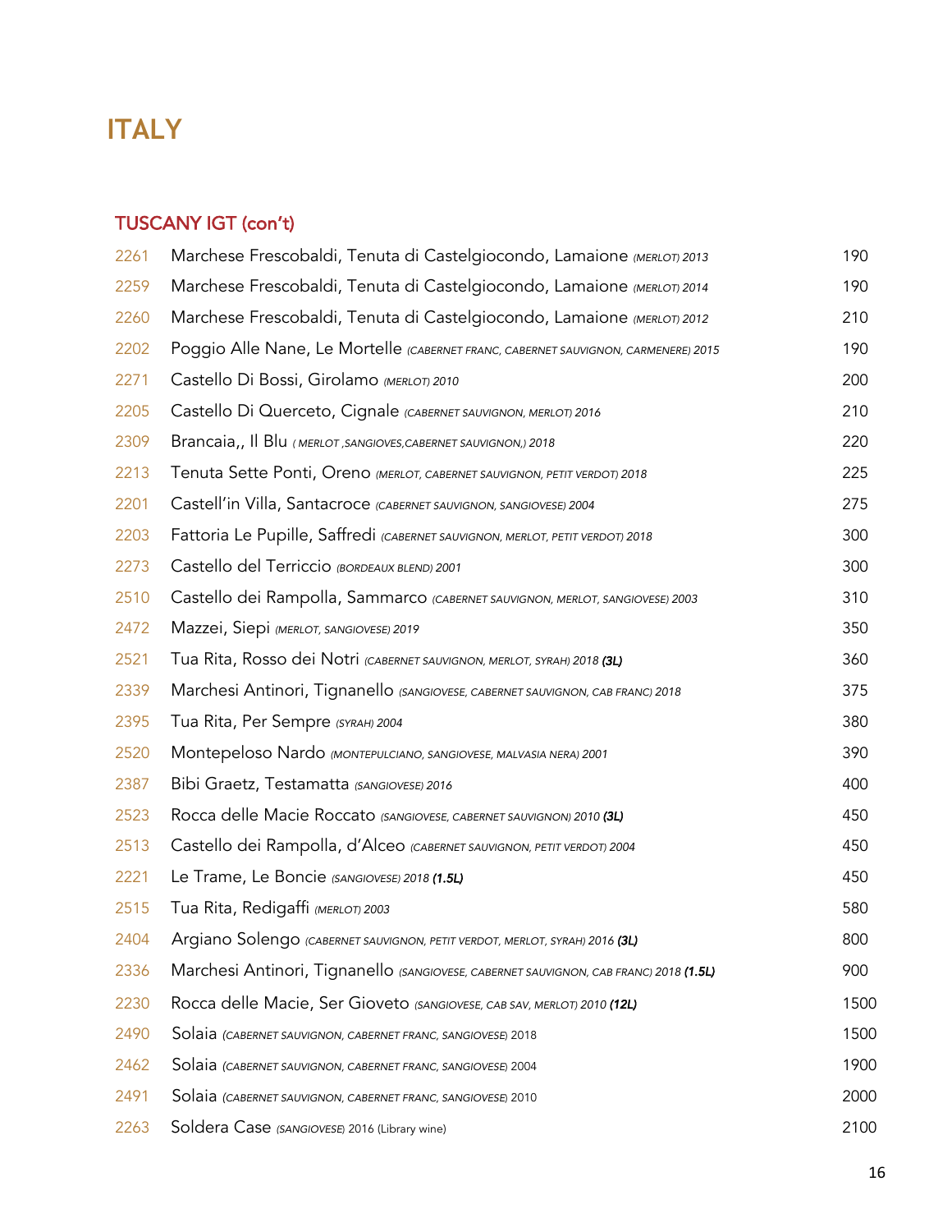# ITALY

## TUSCANY IGT (con't)

| | | |
|---|---|---|
| 2261 | Marchese Frescobaldi, Tenuta di Castelgiocondo, Lamaione *(MERLOT) 2013* | 190 |
| 2259 | Marchese Frescobaldi, Tenuta di Castelgiocondo, Lamaione *(MERLOT) 2014* | 190 |
| 2260 | Marchese Frescobaldi, Tenuta di Castelgiocondo, Lamaione *(MERLOT) 2012* | 210 |
| 2202 | Poggio Alle Nane, Le Mortelle *(CABERNET FRANC, CABERNET SAUVIGNON, CARMENERE) 2015* | 190 |
| 2271 | Castello Di Bossi, Girolamo *(MERLOT) 2010* | 200 |
| 2205 | Castello Di Querceto, Cignale *(CABERNET SAUVIGNON, MERLOT) 2016* | 210 |
| 2309 | Brancaia,, Il Blu *( MERLOT ,SANGIOVES,CABERNET SAUVIGNON,) 2018* | 220 |
| 2213 | Tenuta Sette Ponti, Oreno *(MERLOT, CABERNET SAUVIGNON, PETIT VERDOT) 2018* | 225 |
| 2201 | Castell'in Villa, Santacroce *(CABERNET SAUVIGNON, SANGIOVESE) 2004* | 275 |
| 2203 | Fattoria Le Pupille, Saffredi *(CABERNET SAUVIGNON, MERLOT, PETIT VERDOT) 2018* | 300 |
| 2273 | Castello del Terriccio *(BORDEAUX BLEND) 2001* | 300 |
| 2510 | Castello dei Rampolla, Sammarco *(CABERNET SAUVIGNON, MERLOT, SANGIOVESE) 2003* | 310 |
| 2472 | Mazzei, Siepi *(MERLOT, SANGIOVESE) 2019* | 350 |
| 2521 | Tua Rita, Rosso dei Notri *(CABERNET SAUVIGNON, MERLOT, SYRAH) 2018* ***(3L)*** | 360 |
| 2339 | Marchesi Antinori, Tignanello *(SANGIOVESE, CABERNET SAUVIGNON, CAB FRANC) 2018* | 375 |
| 2395 | Tua Rita, Per Sempre *(SYRAH) 2004* | 380 |
| 2520 | Montepeloso Nardo *(MONTEPULCIANO, SANGIOVESE, MALVASIA NERA) 2001* | 390 |
| 2387 | Bibi Graetz, Testamatta *(SANGIOVESE) 2016* | 400 |
| 2523 | Rocca delle Macie Roccato *(SANGIOVESE, CABERNET SAUVIGNON) 2010* ***(3L)*** | 450 |
| 2513 | Castello dei Rampolla, d'Alceo *(CABERNET SAUVIGNON, PETIT VERDOT) 2004* | 450 |
| 2221 | Le Trame, Le Boncie *(SANGIOVESE) 2018* ***(1.5L)*** | 450 |
| 2515 | Tua Rita, Redigaffi *(MERLOT) 2003* | 580 |
| 2404 | Argiano Solengo *(CABERNET SAUVIGNON, PETIT VERDOT, MERLOT, SYRAH) 2016* ***(3L)*** | 800 |
| 2336 | Marchesi Antinori, Tignanello *(SANGIOVESE, CABERNET SAUVIGNON, CAB FRANC) 2018* ***(1.5L)*** | 900 |
| 2230 | Rocca delle Macie, Ser Gioveto *(SANGIOVESE, CAB SAV, MERLOT) 2010* ***(12L)*** | 1500 |
| 2490 | Solaia *(CABERNET SAUVIGNON, CABERNET FRANC, SANGIOVESE)* 2018 | 1500 |
| 2462 | Solaia *(CABERNET SAUVIGNON, CABERNET FRANC, SANGIOVESE)* 2004 | 1900 |
| 2491 | Solaia *(CABERNET SAUVIGNON, CABERNET FRANC, SANGIOVESE)* 2010 | 2000 |
| 2263 | Soldera Case *(SANGIOVESE)* 2016 (Library wine) | 2100 |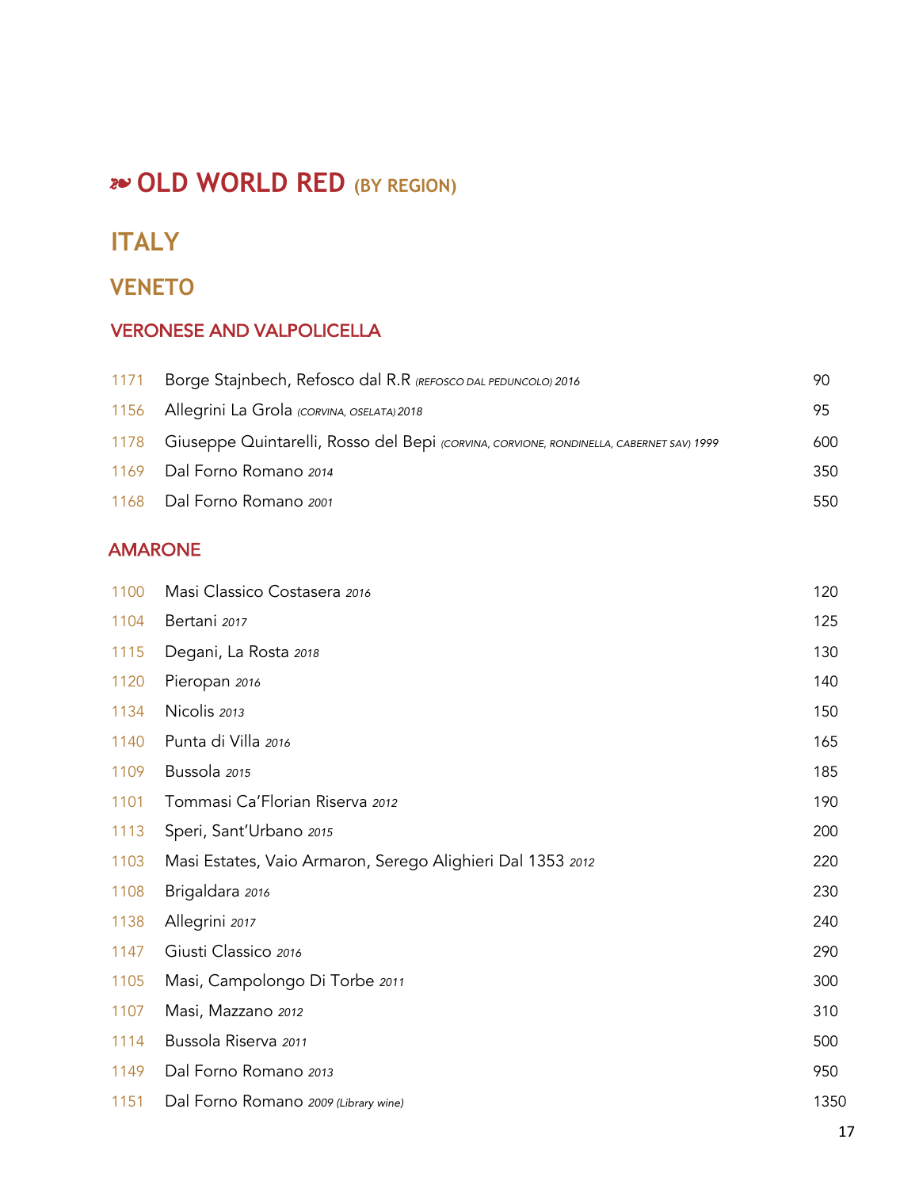# ❧ OLD WORLD RED (BY REGION)

## ITALY

### VENETO

#### VERONESE AND VALPOLICELLA

| | | |
|---|---|---|
| 1171 | Borge Stajnbech, Refosco dal R.R *(REFOSCO DAL PEDUNCOLO) 2016* | 90 |
| 1156 | Allegrini La Grola *(CORVINA, OSELATA) 2018* | 95 |
| 1178 | Giuseppe Quintarelli, Rosso del Bepi *(CORVINA, CORVIONE, RONDINELLA, CABERNET SAV) 1999* | 600 |
| 1169 | Dal Forno Romano *2014* | 350 |
| 1168 | Dal Forno Romano *2001* | 550 |

#### AMARONE

| | | |
|---|---|---|
| 1100 | Masi Classico Costasera *2016* | 120 |
| 1104 | Bertani *2017* | 125 |
| 1115 | Degani, La Rosta *2018* | 130 |
| 1120 | Pieropan *2016* | 140 |
| 1134 | Nicolis *2013* | 150 |
| 1140 | Punta di Villa *2016* | 165 |
| 1109 | Bussola *2015* | 185 |
| 1101 | Tommasi Ca'Florian Riserva *2012* | 190 |
| 1113 | Speri, Sant'Urbano *2015* | 200 |
| 1103 | Masi Estates, Vaio Armaron, Serego Alighieri Dal 1353 *2012* | 220 |
| 1108 | Brigaldara *2016* | 230 |
| 1138 | Allegrini *2017* | 240 |
| 1147 | Giusti Classico *2016* | 290 |
| 1105 | Masi, Campolongo Di Torbe *2011* | 300 |
| 1107 | Masi, Mazzano *2012* | 310 |
| 1114 | Bussola Riserva *2011* | 500 |
| 1149 | Dal Forno Romano *2013* | 950 |
| 1151 | Dal Forno Romano *2009 (Library wine)* | 1350 |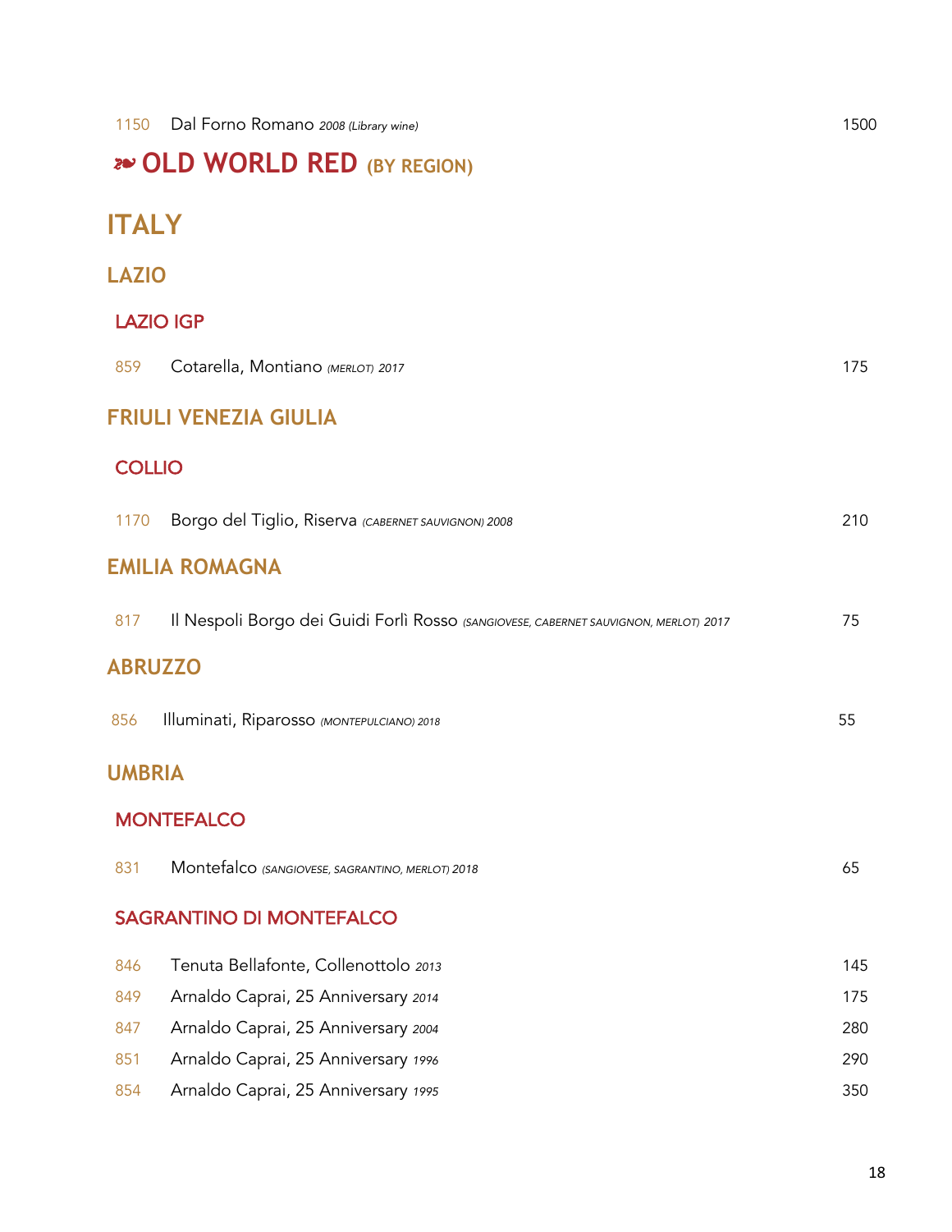1150 Dal Forno Romano *2008 (Library wine)* 1500

# ❧ OLD WORLD RED (BY REGION)

## ITALY

### LAZIO

#### LAZIO IGP

859 Cotarella, Montiano *(MERLOT) 2017* 175

### FRIULI VENEZIA GIULIA

#### COLLIO

1170 Borgo del Tiglio, Riserva *(CABERNET SAUVIGNON) 2008* 210

### EMILIA ROMAGNA

817 Il Nespoli Borgo dei Guidi Forlì Rosso *(SANGIOVESE, CABERNET SAUVIGNON, MERLOT) 2017* 75

### ABRUZZO

856 Illuminati, Riparosso *(MONTEPULCIANO) 2018* 55

### UMBRIA

#### MONTEFALCO

831 Montefalco *(SANGIOVESE, SAGRANTINO, MERLOT) 2018* 65

#### SAGRANTINO DI MONTEFALCO

846 Tenuta Bellafonte, Collenottolo *2013* 145

849 Arnaldo Caprai, 25 Anniversary *2014* 175

847 Arnaldo Caprai, 25 Anniversary *2004* 280

851 Arnaldo Caprai, 25 Anniversary *1996* 290

854 Arnaldo Caprai, 25 Anniversary *1995* 350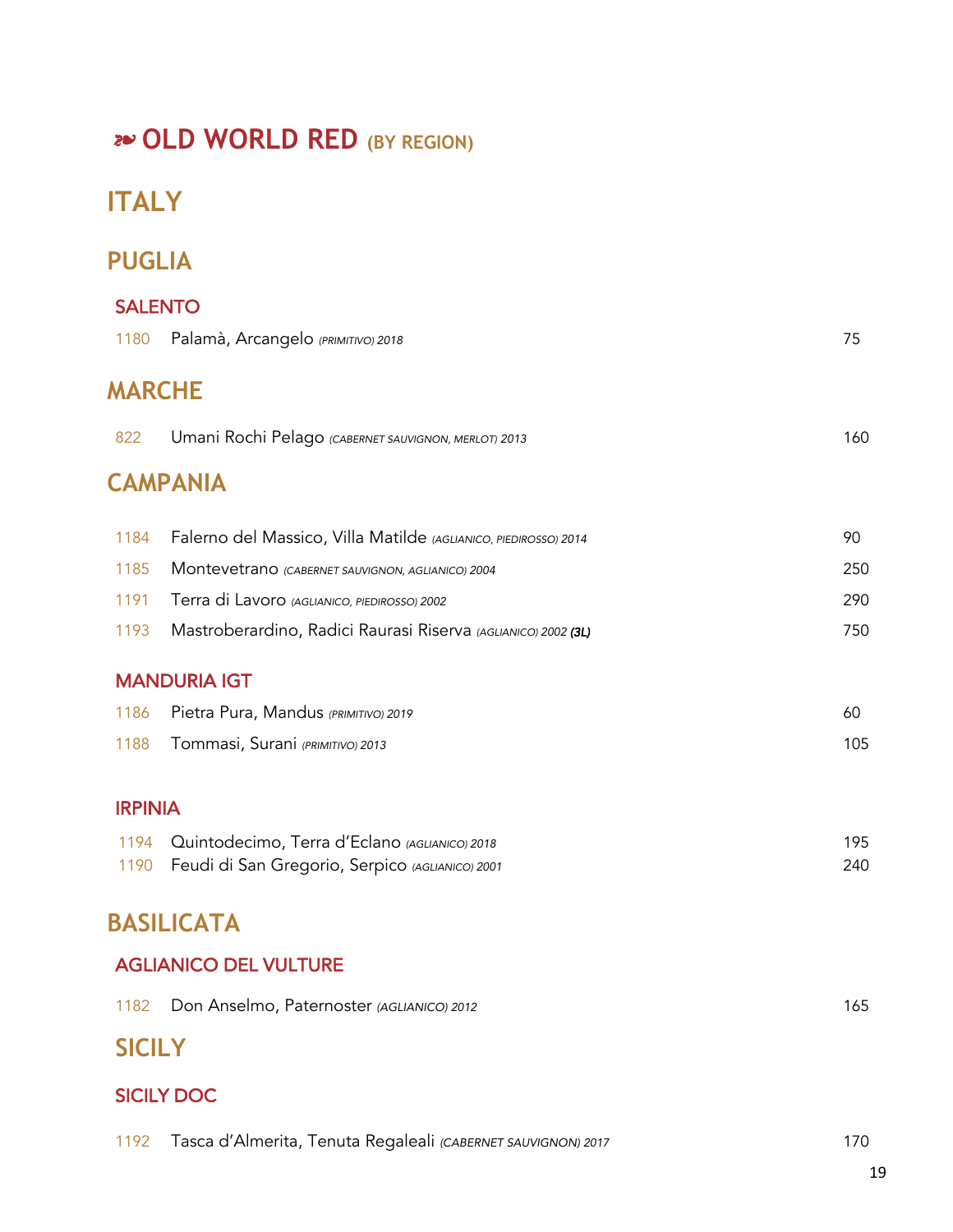# ❧ OLD WORLD RED (BY REGION)

## ITALY

### PUGLIA

#### SALENTO

| | | |
|---|---|---|
| 1180 | Palamà, Arcangelo *(PRIMITIVO) 2018* | 75 |

### MARCHE

| | | |
|---|---|---|
| 822 | Umani Rochi Pelago *(CABERNET SAUVIGNON, MERLOT) 2013* | 160 |

### CAMPANIA

| | | |
|---|---|---|
| 1184 | Falerno del Massico, Villa Matilde *(AGLIANICO, PIEDIROSSO) 2014* | 90 |
| 1185 | Montevetrano *(CABERNET SAUVIGNON, AGLIANICO) 2004* | 250 |
| 1191 | Terra di Lavoro *(AGLIANICO, PIEDIROSSO) 2002* | 290 |
| 1193 | Mastroberardino, Radici Raurasi Riserva *(AGLIANICO) 2002* ***(3L)*** | 750 |

#### MANDURIA IGT

| | | |
|---|---|---|
| 1186 | Pietra Pura, Mandus *(PRIMITIVO) 2019* | 60 |
| 1188 | Tommasi, Surani *(PRIMITIVO) 2013* | 105 |

#### IRPINIA

| | | |
|---|---|---|
| 1194 | Quintodecimo, Terra d'Eclano *(AGLIANICO) 2018* | 195 |
| 1190 | Feudi di San Gregorio, Serpico *(AGLIANICO) 2001* | 240 |

### BASILICATA

#### AGLIANICO DEL VULTURE

| | | |
|---|---|---|
| 1182 | Don Anselmo, Paternoster *(AGLIANICO) 2012* | 165 |

### SICILY

#### SICILY DOC

| | | |
|---|---|---|
| 1192 | Tasca d'Almerita, Tenuta Regaleali *(CABERNET SAUVIGNON) 2017* | 170 |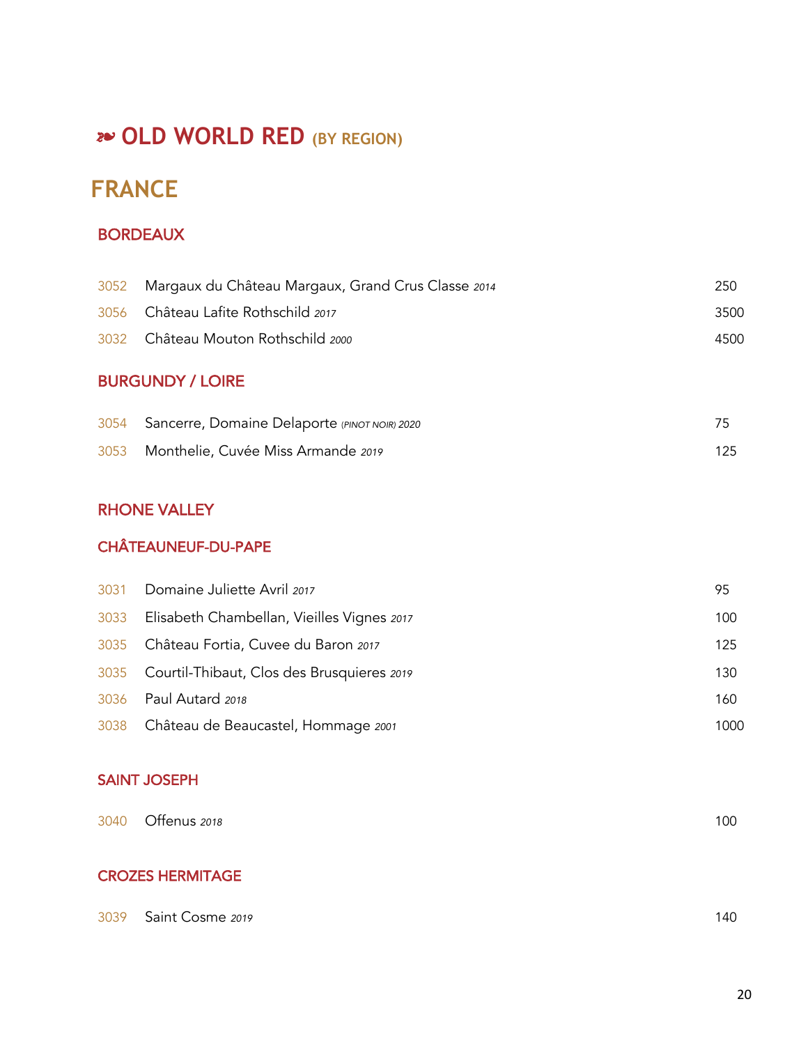# ❧ OLD WORLD RED (BY REGION)

## FRANCE

### BORDEAUX

| | | |
|---|---|---|
| 3052 | Margaux du Château Margaux, Grand Crus Classe *2014* | 250 |
| 3056 | Château Lafite Rothschild *2017* | 3500 |
| 3032 | Château Mouton Rothschild *2000* | 4500 |

### BURGUNDY / LOIRE

| | | |
|---|---|---|
| 3054 | Sancerre, Domaine Delaporte *(PINOT NOIR) 2020* | 75 |
| 3053 | Monthelie, Cuvée Miss Armande *2019* | 125 |

### RHONE VALLEY

### CHÂTEAUNEUF-DU-PAPE

| | | |
|---|---|---|
| 3031 | Domaine Juliette Avril *2017* | 95 |
| 3033 | Elisabeth Chambellan, Vieilles Vignes *2017* | 100 |
| 3035 | Château Fortia, Cuvee du Baron *2017* | 125 |
| 3035 | Courtil-Thibaut, Clos des Brusquieres *2019* | 130 |
| 3036 | Paul Autard *2018* | 160 |
| 3038 | Château de Beaucastel, Hommage *2001* | 1000 |

### SAINT JOSEPH

| | | |
|---|---|---|
| 3040 | Offenus *2018* | 100 |

### CROZES HERMITAGE

| | | |
|---|---|---|
| 3039 | Saint Cosme *2019* | 140 |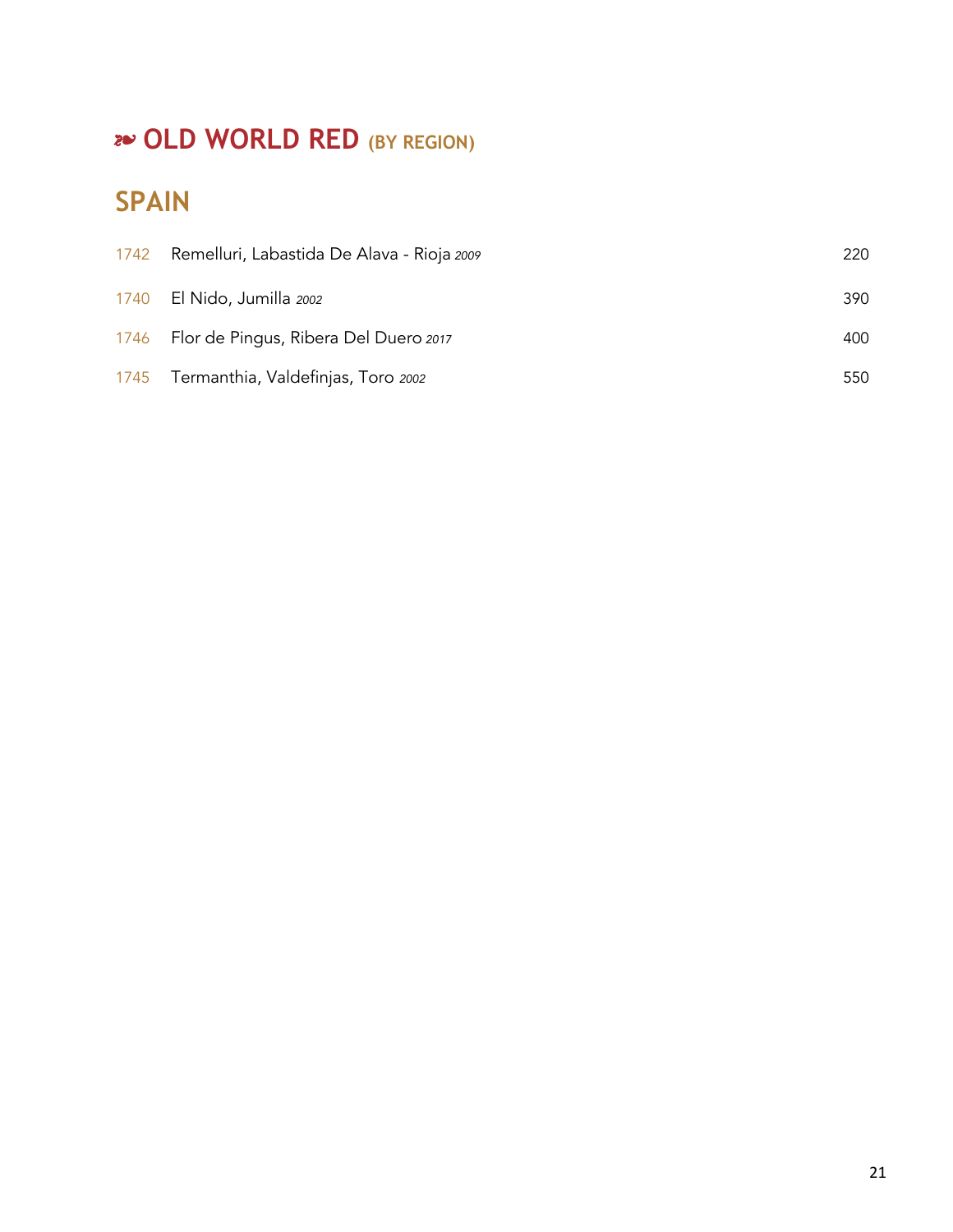# ❧ OLD WORLD RED (BY REGION)

## SPAIN

| | | |
|---|---|---|
| 1742 | Remelluri, Labastida De Alava - Rioja *2009* | 220 |
| 1740 | El Nido, Jumilla *2002* | 390 |
| 1746 | Flor de Pingus, Ribera Del Duero *2017* | 400 |
| 1745 | Termanthia, Valdefinjas, Toro *2002* | 550 |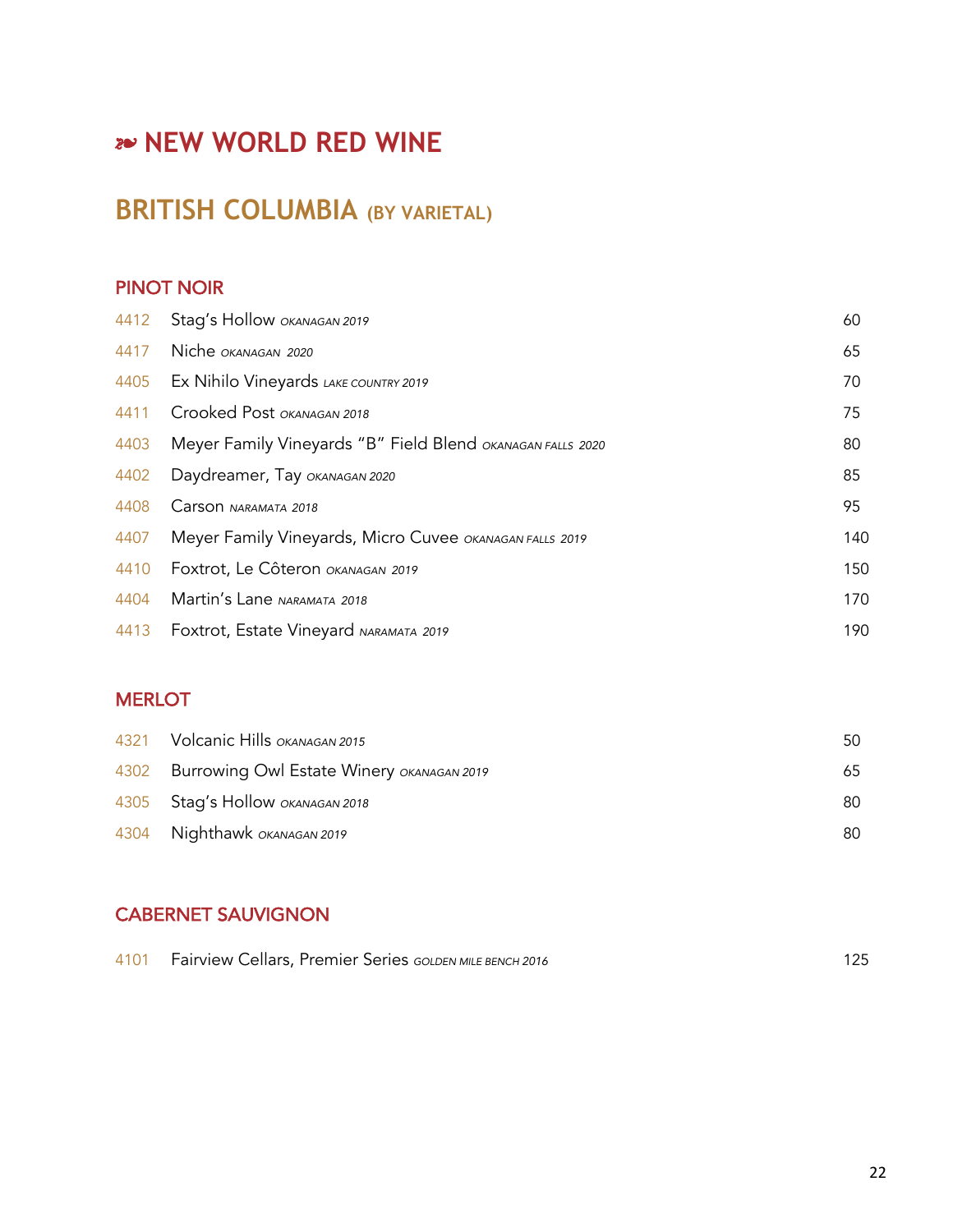# ❧ NEW WORLD RED WINE

## BRITISH COLUMBIA (BY VARIETAL)

### PINOT NOIR

| | | |
|---|---|---|
| 4412 | Stag's Hollow *OKANAGAN 2019* | 60 |
| 4417 | Niche *OKANAGAN 2020* | 65 |
| 4405 | Ex Nihilo Vineyards *LAKE COUNTRY 2019* | 70 |
| 4411 | Crooked Post *OKANAGAN 2018* | 75 |
| 4403 | Meyer Family Vineyards "B" Field Blend *OKANAGAN FALLS 2020* | 80 |
| 4402 | Daydreamer, Tay *OKANAGAN 2020* | 85 |
| 4408 | Carson *NARAMATA 2018* | 95 |
| 4407 | Meyer Family Vineyards, Micro Cuvee *OKANAGAN FALLS 2019* | 140 |
| 4410 | Foxtrot, Le Côteron *OKANAGAN 2019* | 150 |
| 4404 | Martin's Lane *NARAMATA 2018* | 170 |
| 4413 | Foxtrot, Estate Vineyard *NARAMATA 2019* | 190 |

### MERLOT

| | | |
|---|---|---|
| 4321 | Volcanic Hills *OKANAGAN 2015* | 50 |
| 4302 | Burrowing Owl Estate Winery *OKANAGAN 2019* | 65 |
| 4305 | Stag's Hollow *OKANAGAN 2018* | 80 |
| 4304 | Nighthawk *OKANAGAN 2019* | 80 |

### CABERNET SAUVIGNON

| | | |
|---|---|---|
| 4101 | Fairview Cellars, Premier Series *GOLDEN MILE BENCH 2016* | 125 |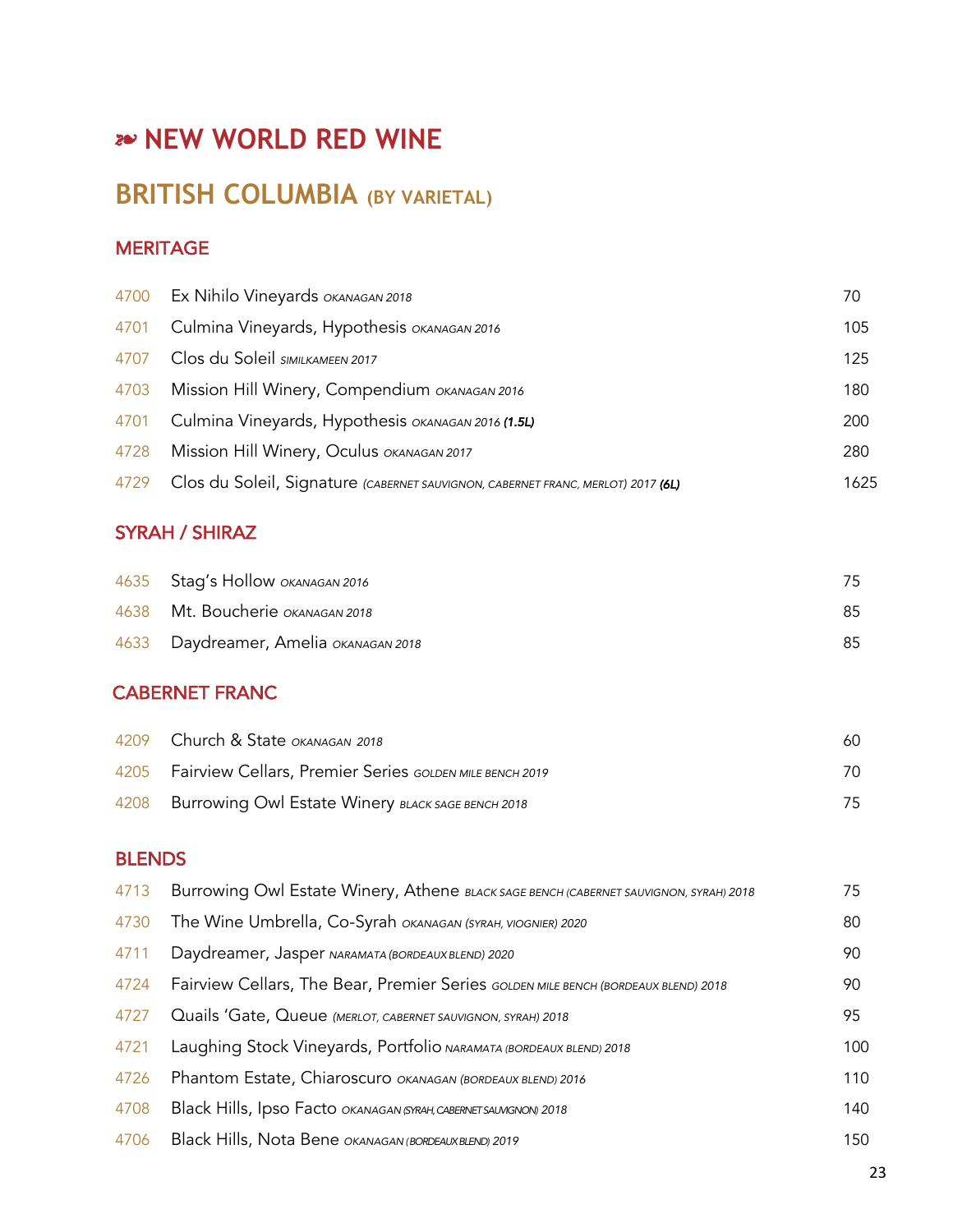# ❧ NEW WORLD RED WINE

## BRITISH COLUMBIA (BY VARIETAL)

### MERITAGE

| | | |
|---|---|---|
| 4700 | Ex Nihilo Vineyards *OKANAGAN 2018* | 70 |
| 4701 | Culmina Vineyards, Hypothesis *OKANAGAN 2016* | 105 |
| 4707 | Clos du Soleil *SIMILKAMEEN 2017* | 125 |
| 4703 | Mission Hill Winery, Compendium *OKANAGAN 2016* | 180 |
| 4701 | Culmina Vineyards, Hypothesis *OKANAGAN 2016* ***(1.5L)*** | 200 |
| 4728 | Mission Hill Winery, Oculus *OKANAGAN 2017* | 280 |
| 4729 | Clos du Soleil, Signature *(CABERNET SAUVIGNON, CABERNET FRANC, MERLOT) 2017* ***(6L)*** | 1625 |

### SYRAH / SHIRAZ

| | | |
|---|---|---|
| 4635 | Stag's Hollow *OKANAGAN 2016* | 75 |
| 4638 | Mt. Boucherie *OKANAGAN 2018* | 85 |
| 4633 | Daydreamer, Amelia *OKANAGAN 2018* | 85 |

### CABERNET FRANC

| | | |
|---|---|---|
| 4209 | Church & State *OKANAGAN 2018* | 60 |
| 4205 | Fairview Cellars, Premier Series *GOLDEN MILE BENCH 2019* | 70 |
| 4208 | Burrowing Owl Estate Winery *BLACK SAGE BENCH 2018* | 75 |

### BLENDS

| | | |
|---|---|---|
| 4713 | Burrowing Owl Estate Winery, Athene *BLACK SAGE BENCH (CABERNET SAUVIGNON, SYRAH) 2018* | 75 |
| 4730 | The Wine Umbrella, Co-Syrah *OKANAGAN (SYRAH, VIOGNIER) 2020* | 80 |
| 4711 | Daydreamer, Jasper *NARAMATA (BORDEAUX BLEND) 2020* | 90 |
| 4724 | Fairview Cellars, The Bear, Premier Series *GOLDEN MILE BENCH (BORDEAUX BLEND) 2018* | 90 |
| 4727 | Quails 'Gate, Queue *(MERLOT, CABERNET SAUVIGNON, SYRAH) 2018* | 95 |
| 4721 | Laughing Stock Vineyards, Portfolio *NARAMATA (BORDEAUX BLEND) 2018* | 100 |
| 4726 | Phantom Estate, Chiaroscuro *OKANAGAN (BORDEAUX BLEND) 2016* | 110 |
| 4708 | Black Hills, Ipso Facto *OKANAGAN (SYRAH, CABERNET SAUVIGNON) 2018* | 140 |
| 4706 | Black Hills, Nota Bene *OKANAGAN (BORDEAUX BLEND) 2019* | 150 |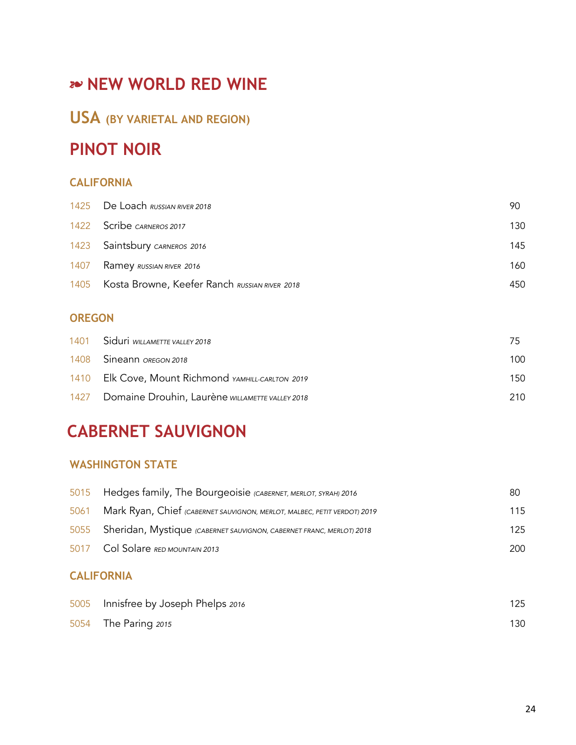# ❧ NEW WORLD RED WINE

## USA (BY VARIETAL AND REGION)

## PINOT NOIR

### CALIFORNIA

| | | |
|---|---|---|
| 1425 | De Loach *RUSSIAN RIVER 2018* | 90 |
| 1422 | Scribe *CARNEROS 2017* | 130 |
| 1423 | Saintsbury *CARNEROS 2016* | 145 |
| 1407 | Ramey *RUSSIAN RIVER 2016* | 160 |
| 1405 | Kosta Browne, Keefer Ranch *RUSSIAN RIVER 2018* | 450 |

### OREGON

| | | |
|---|---|---|
| 1401 | Siduri *WILLAMETTE VALLEY 2018* | 75 |
| 1408 | Sineann *OREGON 2018* | 100 |
| 1410 | Elk Cove, Mount Richmond *YAMHILL-CARLTON 2019* | 150 |
| 1427 | Domaine Drouhin, Laurène *WILLAMETTE VALLEY 2018* | 210 |

## CABERNET SAUVIGNON

### WASHINGTON STATE

| | | |
|---|---|---|
| 5015 | Hedges family, The Bourgeoisie *(CABERNET, MERLOT, SYRAH) 2016* | 80 |
| 5061 | Mark Ryan, Chief *(CABERNET SAUVIGNON, MERLOT, MALBEC, PETIT VERDOT) 2019* | 115 |
| 5055 | Sheridan, Mystique *(CABERNET SAUVIGNON, CABERNET FRANC, MERLOT) 2018* | 125 |
| 5017 | Col Solare *RED MOUNTAIN 2013* | 200 |

### CALIFORNIA

| | | |
|---|---|---|
| 5005 | Innisfree by Joseph Phelps *2016* | 125 |
| 5054 | The Paring *2015* | 130 |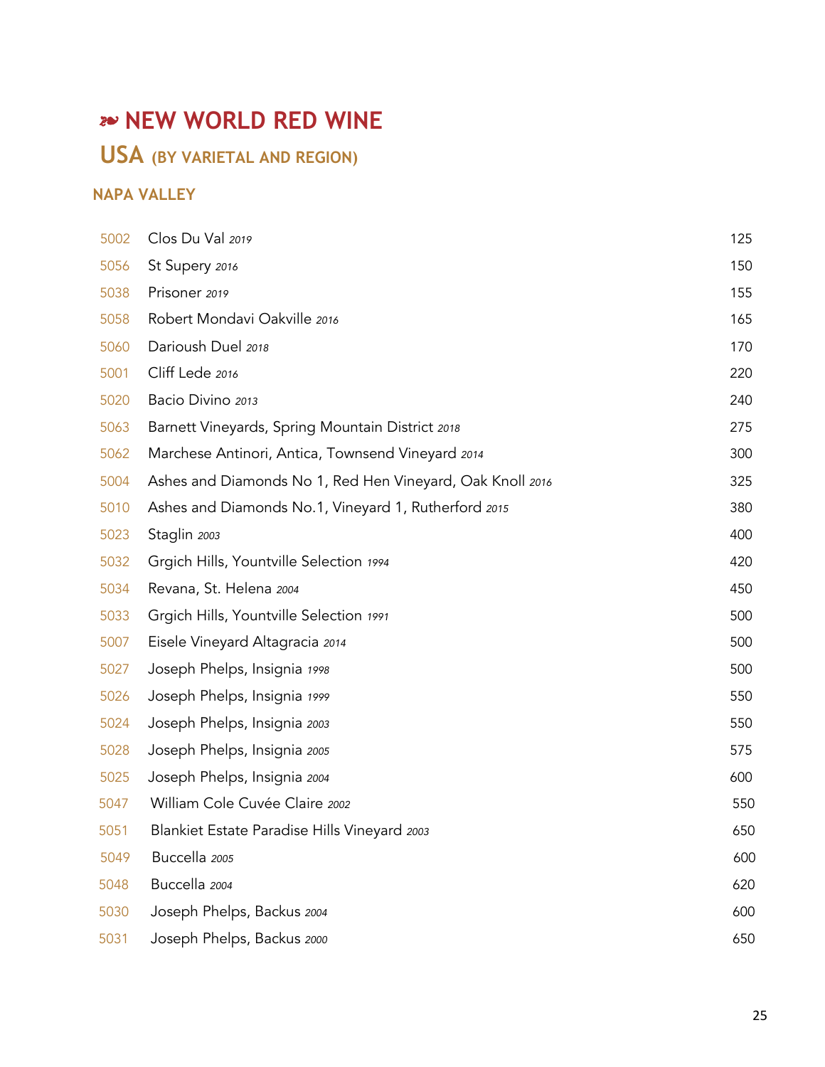# ❧ NEW WORLD RED WINE

## USA (BY VARIETAL AND REGION)

### NAPA VALLEY

| | | |
|---|---|---|
| 5002 | Clos Du Val *2019* | 125 |
| 5056 | St Supery *2016* | 150 |
| 5038 | Prisoner *2019* | 155 |
| 5058 | Robert Mondavi Oakville *2016* | 165 |
| 5060 | Darioush Duel *2018* | 170 |
| 5001 | Cliff Lede *2016* | 220 |
| 5020 | Bacio Divino *2013* | 240 |
| 5063 | Barnett Vineyards, Spring Mountain District *2018* | 275 |
| 5062 | Marchese Antinori, Antica, Townsend Vineyard *2014* | 300 |
| 5004 | Ashes and Diamonds No 1, Red Hen Vineyard, Oak Knoll *2016* | 325 |
| 5010 | Ashes and Diamonds No.1, Vineyard 1, Rutherford *2015* | 380 |
| 5023 | Staglin *2003* | 400 |
| 5032 | Grgich Hills, Yountville Selection *1994* | 420 |
| 5034 | Revana, St. Helena *2004* | 450 |
| 5033 | Grgich Hills, Yountville Selection *1991* | 500 |
| 5007 | Eisele Vineyard Altagracia *2014* | 500 |
| 5027 | Joseph Phelps, Insignia *1998* | 500 |
| 5026 | Joseph Phelps, Insignia *1999* | 550 |
| 5024 | Joseph Phelps, Insignia *2003* | 550 |
| 5028 | Joseph Phelps, Insignia *2005* | 575 |
| 5025 | Joseph Phelps, Insignia *2004* | 600 |
| 5047 | William Cole Cuvée Claire *2002* | 550 |
| 5051 | Blankiet Estate Paradise Hills Vineyard *2003* | 650 |
| 5049 | Buccella *2005* | 600 |
| 5048 | Buccella *2004* | 620 |
| 5030 | Joseph Phelps, Backus *2004* | 600 |
| 5031 | Joseph Phelps, Backus *2000* | 650 |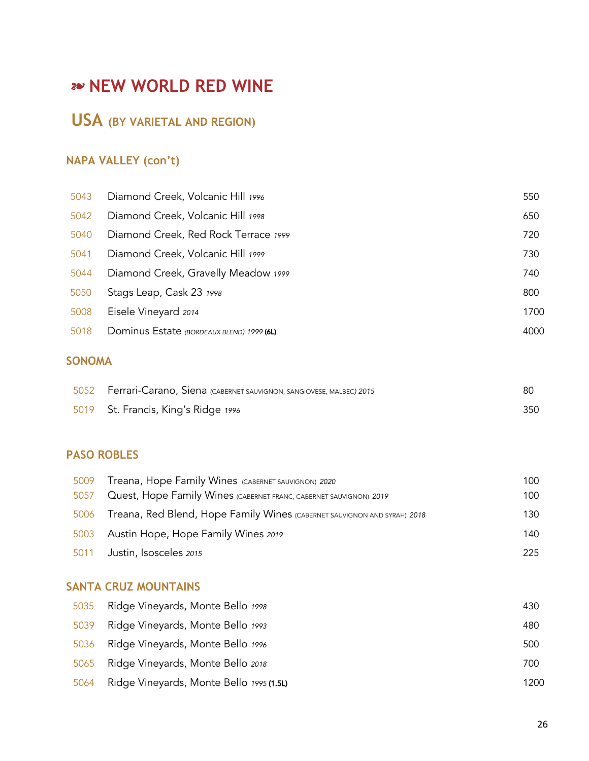# ❧ NEW WORLD RED WINE

## USA (BY VARIETAL AND REGION)

### NAPA VALLEY (con't)

| | | |
|---|---|---|
| 5043 | Diamond Creek, Volcanic Hill *1996* | 550 |
| 5042 | Diamond Creek, Volcanic Hill *1998* | 650 |
| 5040 | Diamond Creek, Red Rock Terrace *1999* | 720 |
| 5041 | Diamond Creek, Volcanic Hill *1999* | 730 |
| 5044 | Diamond Creek, Gravelly Meadow *1999* | 740 |
| 5050 | Stags Leap, Cask 23 *1998* | 800 |
| 5008 | Eisele Vineyard *2014* | 1700 |
| 5018 | Dominus Estate *(BORDEAUX BLEND) 1999* **(6L)** | 4000 |

### SONOMA

| | | |
|---|---|---|
| 5052 | Ferrari-Carano, Siena *(CABERNET SAUVIGNON, SANGIOVESE, MALBEC) 2015* | 80 |
| 5019 | St. Francis, King's Ridge *1996* | 350 |

### PASO ROBLES

| | | |
|---|---|---|
| 5009 | Treana, Hope Family Wines (CABERNET SAUVIGNON) *2020* | 100 |
| 5057 | Quest, Hope Family Wines (CABERNET FRANC, CABERNET SAUVIGNON) *2019* | 100 |
| 5006 | Treana, Red Blend, Hope Family Wines (CABERNET SAUVIGNON AND SYRAH) *2018* | 130 |
| 5003 | Austin Hope, Hope Family Wines *2019* | 140 |
| 5011 | Justin, Isosceles *2015* | 225 |

### SANTA CRUZ MOUNTAINS

| | | |
|---|---|---|
| 5035 | Ridge Vineyards, Monte Bello *1998* | 430 |
| 5039 | Ridge Vineyards, Monte Bello *1993* | 480 |
| 5036 | Ridge Vineyards, Monte Bello *1996* | 500 |
| 5065 | Ridge Vineyards, Monte Bello *2018* | 700 |
| 5064 | Ridge Vineyards, Monte Bello *1995* **(1.5L)** | 1200 |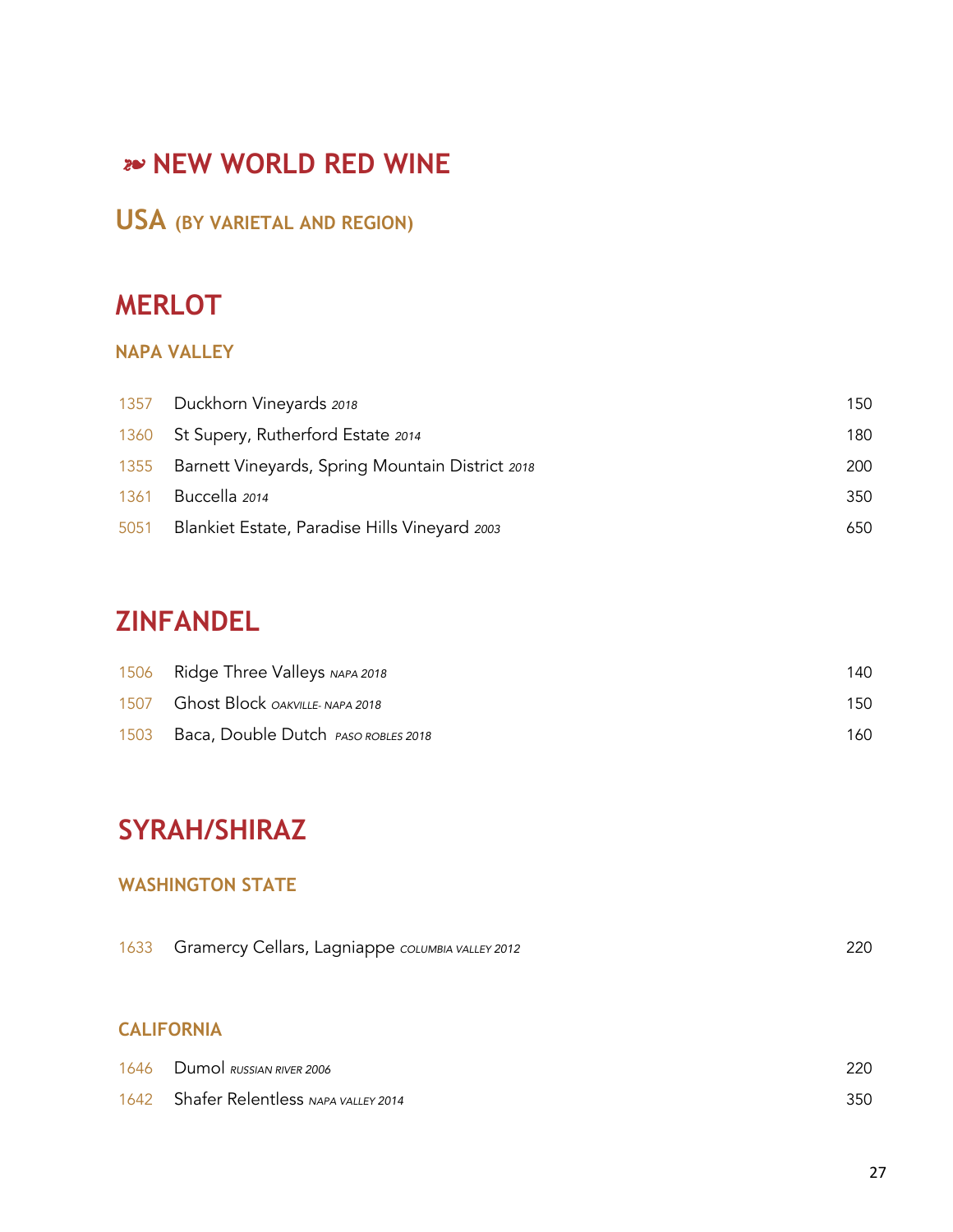# ❧ NEW WORLD RED WINE

## USA (BY VARIETAL AND REGION)

## MERLOT

### NAPA VALLEY

| | | |
|---|---|---|
| 1357 | Duckhorn Vineyards *2018* | 150 |
| 1360 | St Supery, Rutherford Estate *2014* | 180 |
| 1355 | Barnett Vineyards, Spring Mountain District *2018* | 200 |
| 1361 | Buccella *2014* | 350 |
| 5051 | Blankiet Estate, Paradise Hills Vineyard *2003* | 650 |

## ZINFANDEL

| | | |
|---|---|---|
| 1506 | Ridge Three Valleys *NAPA 2018* | 140 |
| 1507 | Ghost Block *OAKVILLE- NAPA 2018* | 150 |
| 1503 | Baca, Double Dutch *PASO ROBLES 2018* | 160 |

## SYRAH/SHIRAZ

### WASHINGTON STATE

| | | |
|---|---|---|
| 1633 | Gramercy Cellars, Lagniappe *COLUMBIA VALLEY 2012* | 220 |

### CALIFORNIA

| | | |
|---|---|---|
| 1646 | Dumol *RUSSIAN RIVER 2006* | 220 |
| 1642 | Shafer Relentless *NAPA VALLEY 2014* | 350 |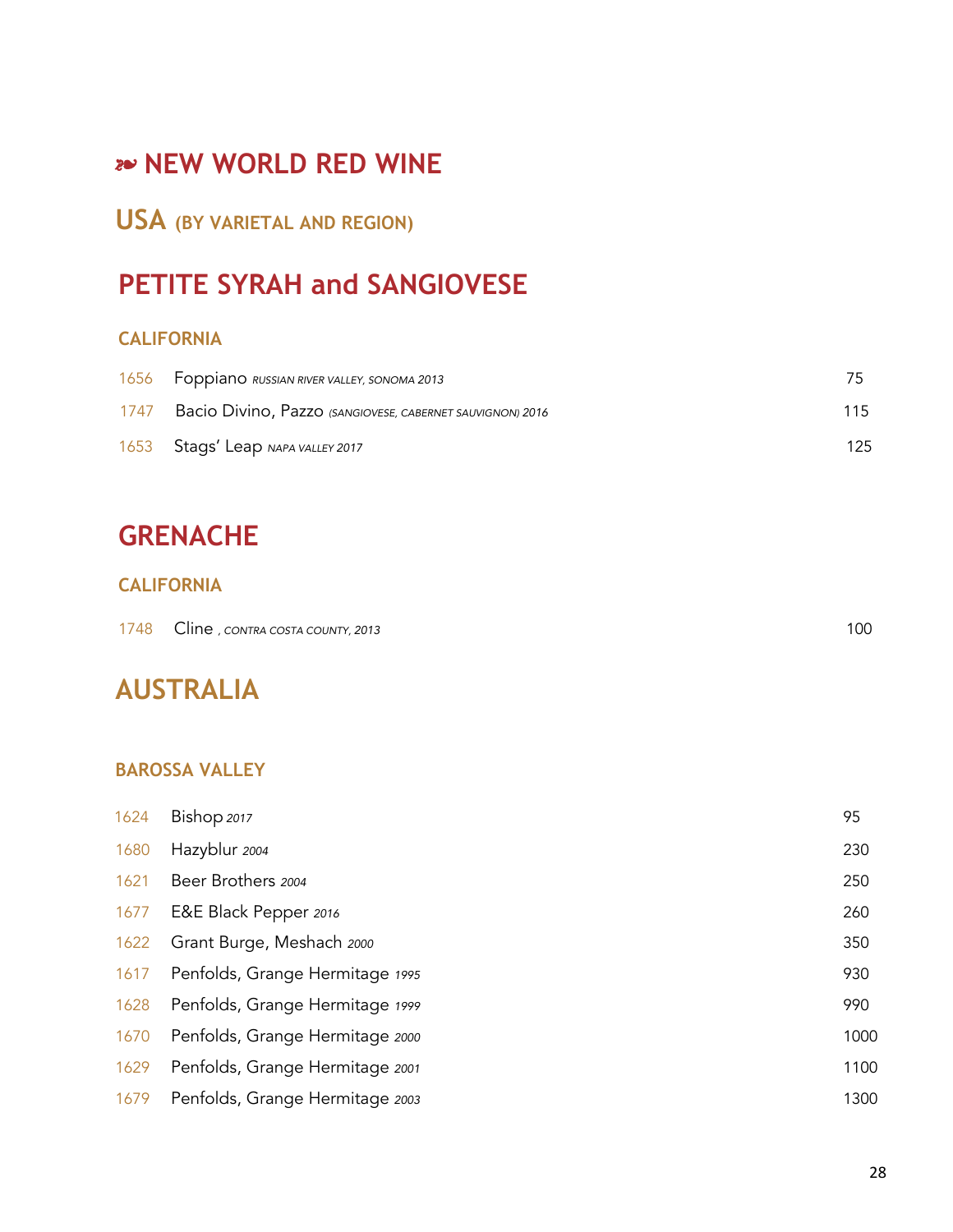# ❧ NEW WORLD RED WINE

## USA (BY VARIETAL AND REGION)

## PETITE SYRAH and SANGIOVESE

### CALIFORNIA

| | | |
|---|---|---|
| 1656 | Foppiano *RUSSIAN RIVER VALLEY, SONOMA 2013* | 75 |
| 1747 | Bacio Divino, Pazzo *(SANGIOVESE, CABERNET SAUVIGNON) 2016* | 115 |
| 1653 | Stags' Leap *NAPA VALLEY 2017* | 125 |

## GRENACHE

### CALIFORNIA

| | | |
|---|---|---|
| 1748 | Cline *, CONTRA COSTA COUNTY, 2013* | 100 |

## AUSTRALIA

### BAROSSA VALLEY

| | | |
|---|---|---|
| 1624 | Bishop *2017* | 95 |
| 1680 | Hazyblur *2004* | 230 |
| 1621 | Beer Brothers *2004* | 250 |
| 1677 | E&E Black Pepper *2016* | 260 |
| 1622 | Grant Burge, Meshach *2000* | 350 |
| 1617 | Penfolds, Grange Hermitage *1995* | 930 |
| 1628 | Penfolds, Grange Hermitage *1999* | 990 |
| 1670 | Penfolds, Grange Hermitage *2000* | 1000 |
| 1629 | Penfolds, Grange Hermitage *2001* | 1100 |
| 1679 | Penfolds, Grange Hermitage *2003* | 1300 |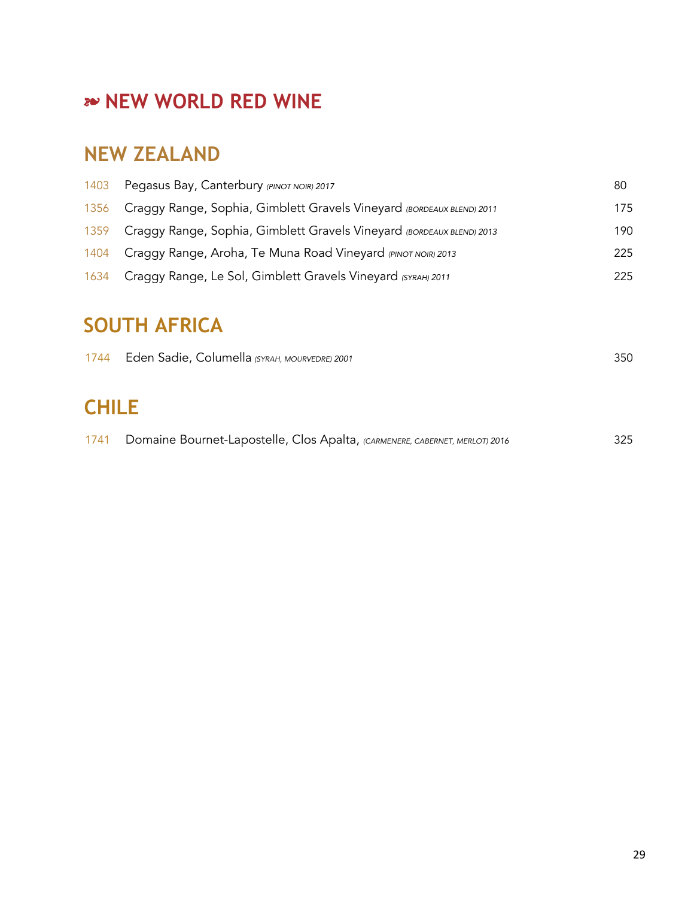# ❧ NEW WORLD RED WINE

## NEW ZEALAND

| | | |
|---|---|---|
| 1403 | Pegasus Bay, Canterbury *(PINOT NOIR) 2017* | 80 |
| 1356 | Craggy Range, Sophia, Gimblett Gravels Vineyard *(BORDEAUX BLEND) 2011* | 175 |
| 1359 | Craggy Range, Sophia, Gimblett Gravels Vineyard *(BORDEAUX BLEND) 2013* | 190 |
| 1404 | Craggy Range, Aroha, Te Muna Road Vineyard *(PINOT NOIR) 2013* | 225 |
| 1634 | Craggy Range, Le Sol, Gimblett Gravels Vineyard *(SYRAH) 2011* | 225 |

## SOUTH AFRICA

| | | |
|---|---|---|
| 1744 | Eden Sadie, Columella *(SYRAH, MOURVEDRE) 2001* | 350 |

## CHILE

| | | |
|---|---|---|
| 1741 | Domaine Bournet-Lapostelle, Clos Apalta, *(CARMENERE, CABERNET, MERLOT) 2016* | 325 |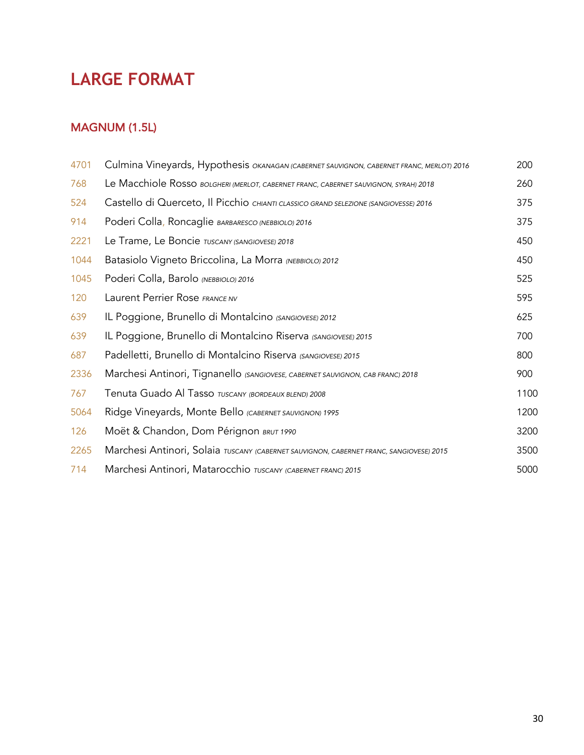# LARGE FORMAT

## MAGNUM (1.5L)

| | | |
|---|---|---|
| 4701 | Culmina Vineyards, Hypothesis *OKANAGAN (CABERNET SAUVIGNON, CABERNET FRANC, MERLOT) 2016* | 200 |
| 768 | Le Macchiole Rosso *BOLGHERI (MERLOT, CABERNET FRANC, CABERNET SAUVIGNON, SYRAH) 2018* | 260 |
| 524 | Castello di Querceto, Il Picchio *CHIANTI CLASSICO GRAND SELEZIONE (SANGIOVESSE) 2016* | 375 |
| 914 | Poderi Colla, Roncaglie *BARBARESCO (NEBBIOLO) 2016* | 375 |
| 2221 | Le Trame, Le Boncie *TUSCANY (SANGIOVESE) 2018* | 450 |
| 1044 | Batasiolo Vigneto Briccolina, La Morra *(NEBBIOLO) 2012* | 450 |
| 1045 | Poderi Colla, Barolo *(NEBBIOLO) 2016* | 525 |
| 120 | Laurent Perrier Rose *FRANCE NV* | 595 |
| 639 | IL Poggione, Brunello di Montalcino *(SANGIOVESE) 2012* | 625 |
| 639 | IL Poggione, Brunello di Montalcino Riserva *(SANGIOVESE) 2015* | 700 |
| 687 | Padelletti, Brunello di Montalcino Riserva *(SANGIOVESE) 2015* | 800 |
| 2336 | Marchesi Antinori, Tignanello *(SANGIOVESE, CABERNET SAUVIGNON, CAB FRANC) 2018* | 900 |
| 767 | Tenuta Guado Al Tasso *TUSCANY (BORDEAUX BLEND) 2008* | 1100 |
| 5064 | Ridge Vineyards, Monte Bello *(CABERNET SAUVIGNON) 1995* | 1200 |
| 126 | Moët & Chandon, Dom Pérignon *BRUT 1990* | 3200 |
| 2265 | Marchesi Antinori, Solaia *TUSCANY (CABERNET SAUVIGNON, CABERNET FRANC, SANGIOVESE) 2015* | 3500 |
| 714 | Marchesi Antinori, Matarocchio *TUSCANY (CABERNET FRANC) 2015* | 5000 |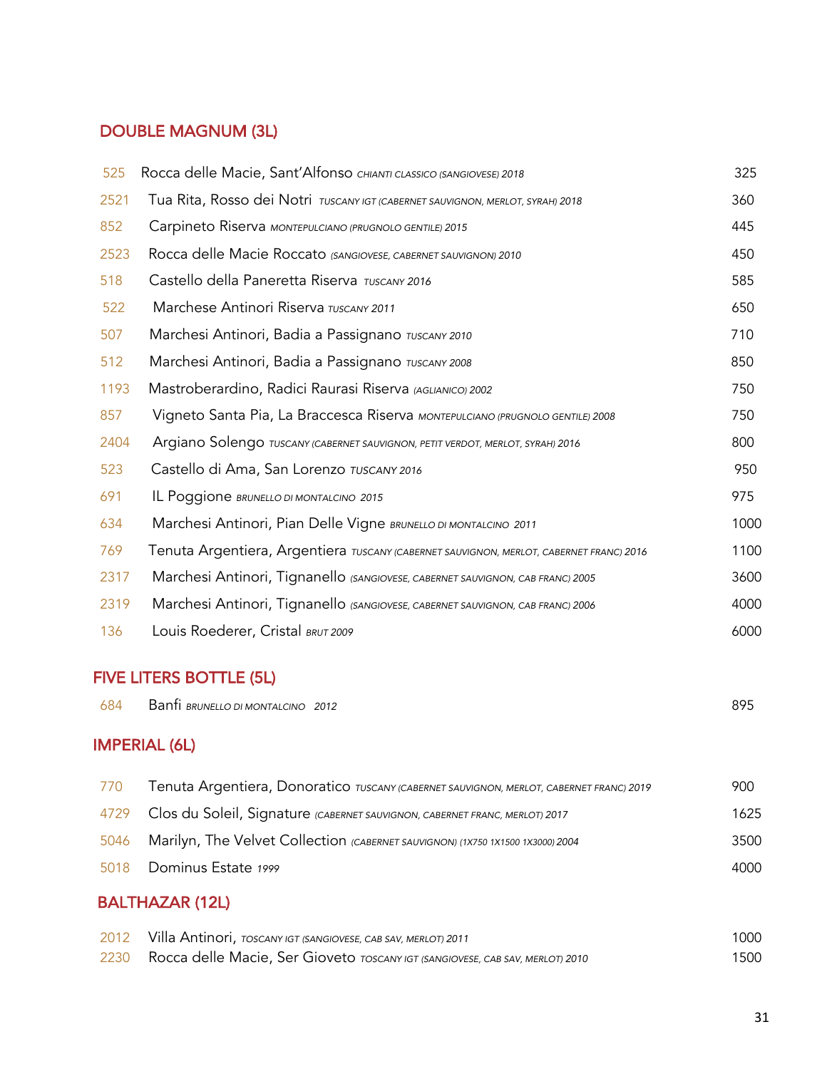## DOUBLE MAGNUM (3L)

| | | |
|---|---|---|
| 525 | Rocca delle Macie, Sant'Alfonso *CHIANTI CLASSICO (SANGIOVESE) 2018* | 325 |
| 2521 | Tua Rita, Rosso dei Notri *TUSCANY IGT (CABERNET SAUVIGNON, MERLOT, SYRAH) 2018* | 360 |
| 852 | Carpineto Riserva *MONTEPULCIANO (PRUGNOLO GENTILE) 2015* | 445 |
| 2523 | Rocca delle Macie Roccato *(SANGIOVESE, CABERNET SAUVIGNON) 2010* | 450 |
| 518 | Castello della Paneretta Riserva *TUSCANY 2016* | 585 |
| 522 | Marchese Antinori Riserva *TUSCANY 2011* | 650 |
| 507 | Marchesi Antinori, Badia a Passignano *TUSCANY 2010* | 710 |
| 512 | Marchesi Antinori, Badia a Passignano *TUSCANY 2008* | 850 |
| 1193 | Mastroberardino, Radici Raurasi Riserva *(AGLIANICO) 2002* | 750 |
| 857 | Vigneto Santa Pia, La Braccesca Riserva *MONTEPULCIANO (PRUGNOLO GENTILE) 2008* | 750 |
| 2404 | Argiano Solengo *TUSCANY (CABERNET SAUVIGNON, PETIT VERDOT, MERLOT, SYRAH) 2016* | 800 |
| 523 | Castello di Ama, San Lorenzo *TUSCANY 2016* | 950 |
| 691 | IL Poggione *BRUNELLO DI MONTALCINO 2015* | 975 |
| 634 | Marchesi Antinori, Pian Delle Vigne *BRUNELLO DI MONTALCINO 2011* | 1000 |
| 769 | Tenuta Argentiera, Argentiera *TUSCANY (CABERNET SAUVIGNON, MERLOT, CABERNET FRANC) 2016* | 1100 |
| 2317 | Marchesi Antinori, Tignanello *(SANGIOVESE, CABERNET SAUVIGNON, CAB FRANC) 2005* | 3600 |
| 2319 | Marchesi Antinori, Tignanello *(SANGIOVESE, CABERNET SAUVIGNON, CAB FRANC) 2006* | 4000 |
| 136 | Louis Roederer, Cristal *BRUT 2009* | 6000 |

## FIVE LITERS BOTTLE (5L)

| | | |
|---|---|---|
| 684 | Banfi *BRUNELLO DI MONTALCINO 2012* | 895 |

## IMPERIAL (6L)

| | | |
|---|---|---|
| 770 | Tenuta Argentiera, Donoratico *TUSCANY (CABERNET SAUVIGNON, MERLOT, CABERNET FRANC) 2019* | 900 |
| 4729 | Clos du Soleil, Signature *(CABERNET SAUVIGNON, CABERNET FRANC, MERLOT) 2017* | 1625 |
| 5046 | Marilyn, The Velvet Collection *(CABERNET SAUVIGNON) (1X750 1X1500 1X3000) 2004* | 3500 |
| 5018 | Dominus Estate *1999* | 4000 |

## BALTHAZAR (12L)

| | | |
|---|---|---|
| 2012 | Villa Antinori, *TOSCANY IGT (SANGIOVESE, CAB SAV, MERLOT) 2011* | 1000 |
| 2230 | Rocca delle Macie, Ser Gioveto *TOSCANY IGT (SANGIOVESE, CAB SAV, MERLOT) 2010* | 1500 |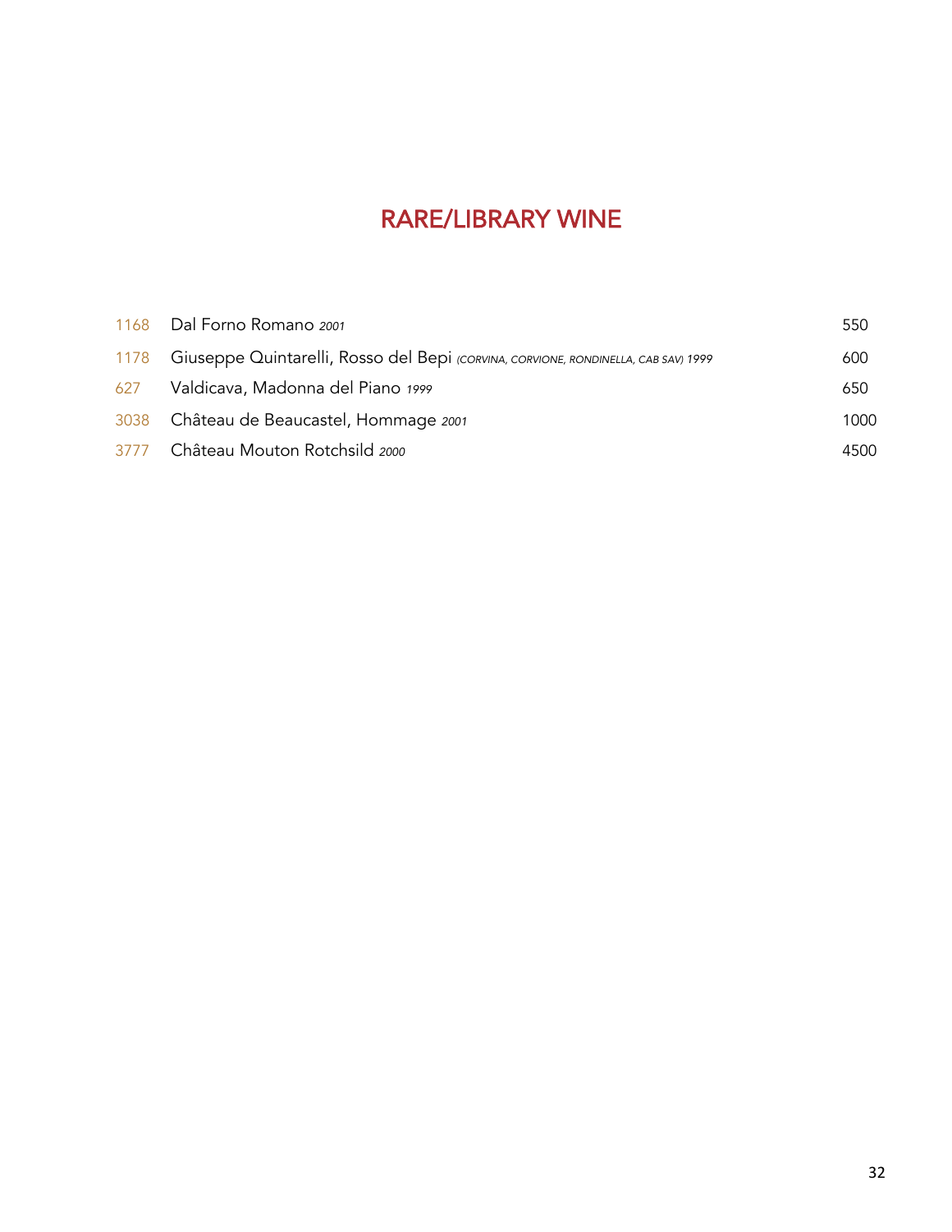# RARE/LIBRARY WINE

| | | |
|---|---|---|
| 1168 | Dal Forno Romano *2001* | 550 |
| 1178 | Giuseppe Quintarelli, Rosso del Bepi *(CORVINA, CORVIONE, RONDINELLA, CAB SAV) 1999* | 600 |
| 627 | Valdicava, Madonna del Piano *1999* | 650 |
| 3038 | Château de Beaucastel, Hommage *2001* | 1000 |
| 3777 | Château Mouton Rotchsild *2000* | 4500 |